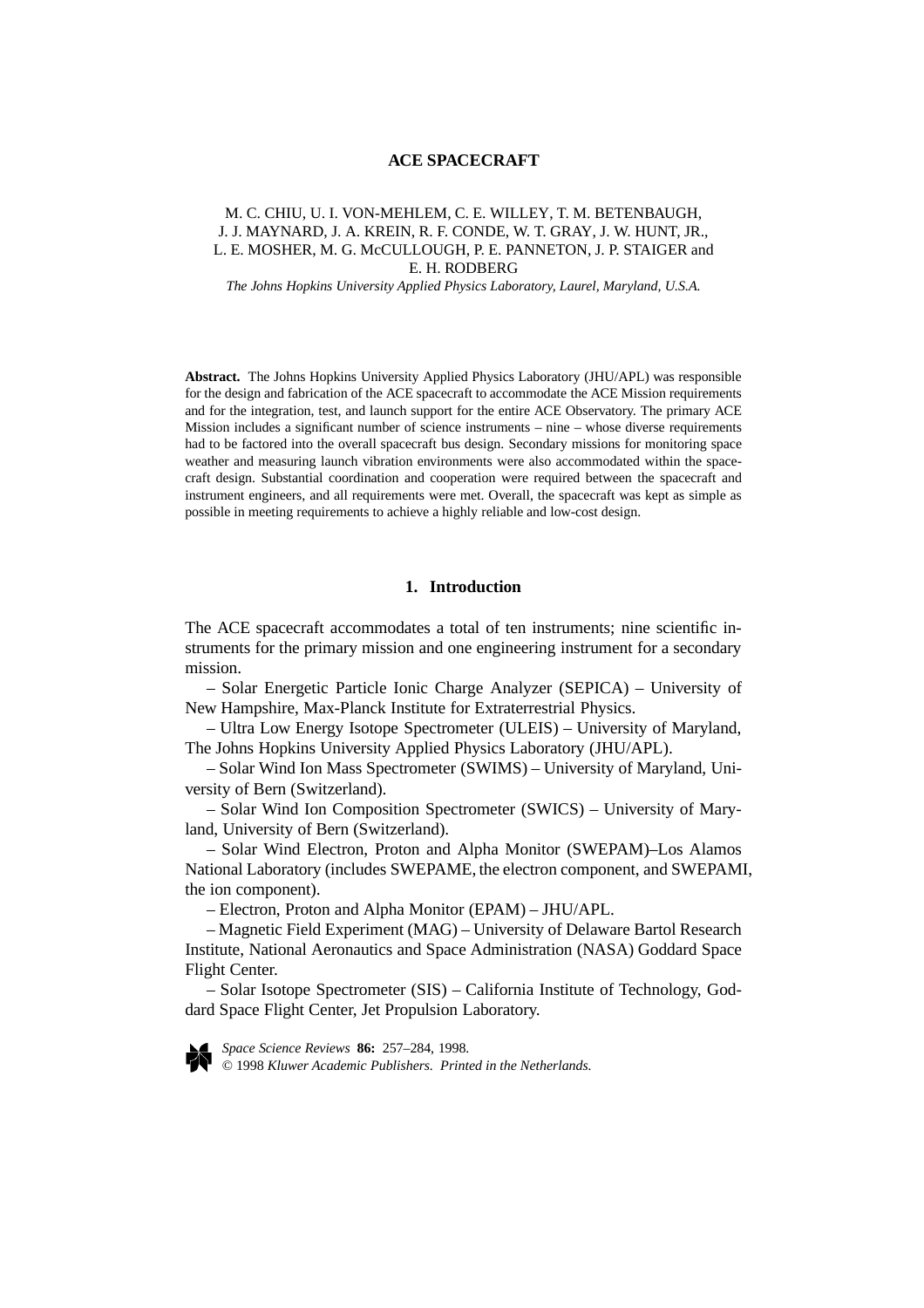# ACE SPACECRAFT

M. C. CHIU, U. I. VON-MEHLEM, C. E. WILLEY, T. M. BETENBAUGH, J. J. MAYNARD, J. A. KREIN, R. F. CONDE, W. T. GRAY, J. W. HUNT, JR., L. E. MOSHER, M. G. McCULLOUGH, P. E. PANNETON, J. P. STAIGER and E. H. RODBERG

*The Johns Hopkins University Applied Physics Laboratory, Laurel, Maryland, U.S.A.*

**Abstract.** The Johns Hopkins University Applied Physics Laboratory (JHU/APL) was responsible for the design and fabrication of the ACE spacecraft to accommodate the ACE Mission requirements and for the integration, test, and launch support for the entire ACE Observatory. The primary ACE Mission includes a significant number of science instruments – nine – whose diverse requirements had to be factored into the overall spacecraft bus design. Secondary missions for monitoring space weather and measuring launch vibration environments were also accommodated within the spacecraft design. Substantial coordination and cooperation were required between the spacecraft and instrument engineers, and all requirements were met. Overall, the spacecraft was kept as simple as possible in meeting requirements to achieve a highly reliable and low-cost design.

## 1. Introduction

The ACE spacecraft accommodates a total of ten instruments; nine scientific instruments for the primary mission and one engineering instrument for a secondary mission.

– Solar Energetic Particle Ionic Charge Analyzer (SEPICA) – University of New Hampshire, Max-Planck Institute for Extraterrestrial Physics.

– Ultra Low Energy Isotope Spectrometer (ULEIS) – University of Maryland, The Johns Hopkins University Applied Physics Laboratory (JHU/APL).

– Solar Wind Ion Mass Spectrometer (SWIMS) – University of Maryland, University of Bern (Switzerland).

– Solar Wind Ion Composition Spectrometer (SWICS) – University of Maryland, University of Bern (Switzerland).

– Solar Wind Electron, Proton and Alpha Monitor (SWEPAM)–Los Alamos National Laboratory (includes SWEPAME, the electron component, and SWEPAMI, the ion component).

– Electron, Proton and Alpha Monitor (EPAM) – JHU/APL.

– Magnetic Field Experiment (MAG) – University of Delaware Bartol Research Institute, National Aeronautics and Space Administration (NASA) Goddard Space Flight Center.

– Solar Isotope Spectrometer (SIS) – California Institute of Technology, Goddard Space Flight Center, Jet Propulsion Laboratory.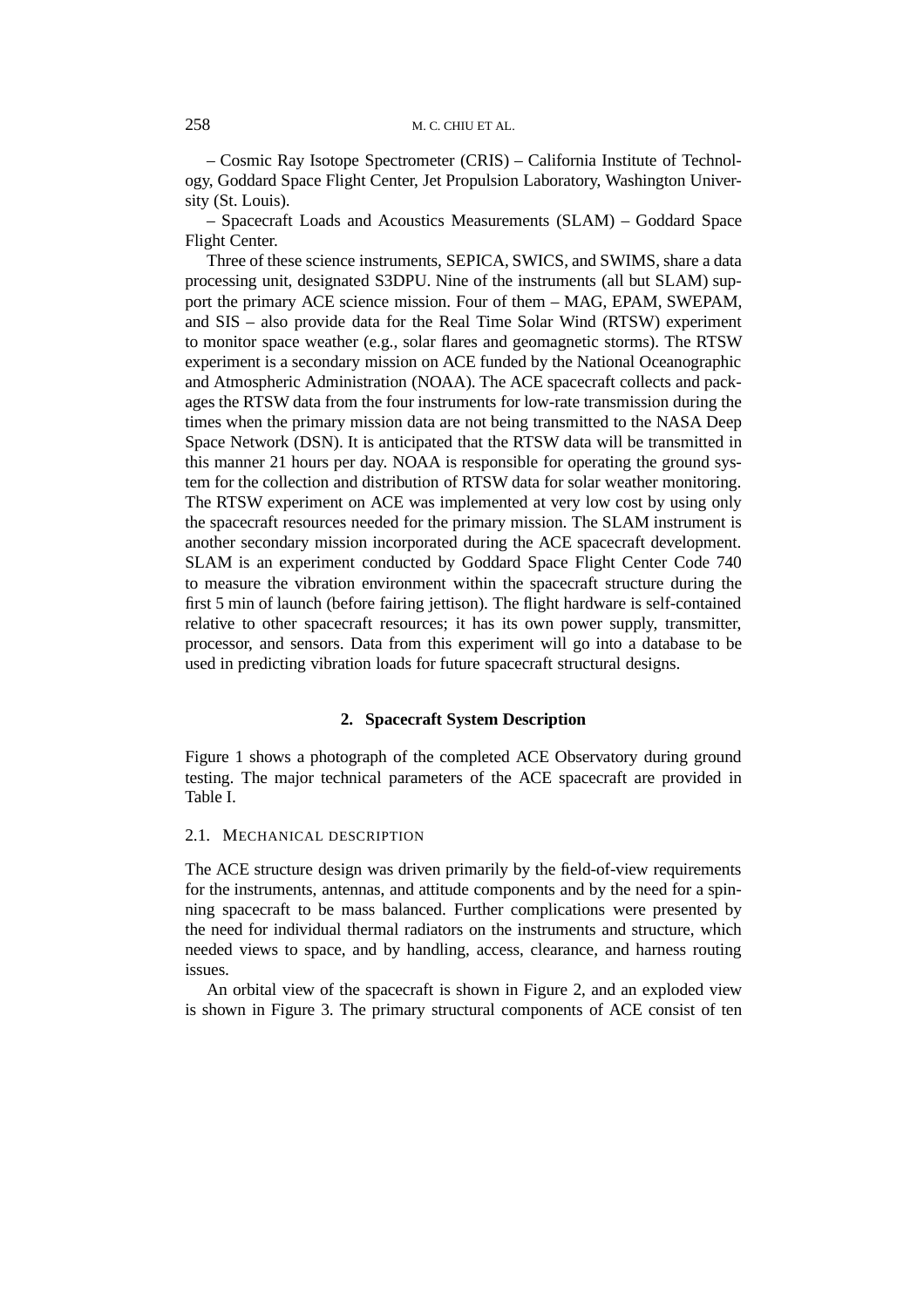– Cosmic Ray Isotope Spectrometer (CRIS) – California Institute of Technology, Goddard Space Flight Center, Jet Propulsion Laboratory, Washington University (St. Louis).

– Spacecraft Loads and Acoustics Measurements (SLAM) – Goddard Space Flight Center.

Three of these science instruments, SEPICA, SWICS, and SWIMS, share a data processing unit, designated S3DPU. Nine of the instruments (all but SLAM) support the primary ACE science mission. Four of them – MAG, EPAM, SWEPAM, and SIS – also provide data for the Real Time Solar Wind (RTSW) experiment to monitor space weather (e.g., solar flares and geomagnetic storms). The RTSW experiment is a secondary mission on ACE funded by the National Oceanographic and Atmospheric Administration (NOAA). The ACE spacecraft collects and packages the RTSW data from the four instruments for low-rate transmission during the times when the primary mission data are not being transmitted to the NASA Deep Space Network (DSN). It is anticipated that the RTSW data will be transmitted in this manner 21 hours per day. NOAA is responsible for operating the ground system for the collection and distribution of RTSW data for solar weather monitoring. The RTSW experiment on ACE was implemented at very low cost by using only the spacecraft resources needed for the primary mission. The SLAM instrument is another secondary mission incorporated during the ACE spacecraft development. SLAM is an experiment conducted by Goddard Space Flight Center Code 740 to measure the vibration environment within the spacecraft structure during the first 5 min of launch (before fairing jettison). The flight hardware is self-contained relative to other spacecraft resources; it has its own power supply, transmitter, processor, and sensors. Data from this experiment will go into a database to be used in predicting vibration loads for future spacecraft structural designs.

## 2. Spacecraft System Description

Figure 1 shows a photograph of the completed ACE Observatory during ground testing. The major technical parameters of the ACE spacecraft are provided in Table I.

### 2.1. Mechanical Description

The ACE structure design was driven primarily by the field-of-view requirements for the instruments, antennas, and attitude components and by the need for a spinning spacecraft to be mass balanced. Further complications were presented by the need for individual thermal radiators on the instruments and structure, which needed views to space, and by handling, access, clearance, and harness routing issues.

An orbital view of the spacecraft is shown in Figure 2, and an exploded view is shown in Figure 3. The primary structural components of ACE consist of ten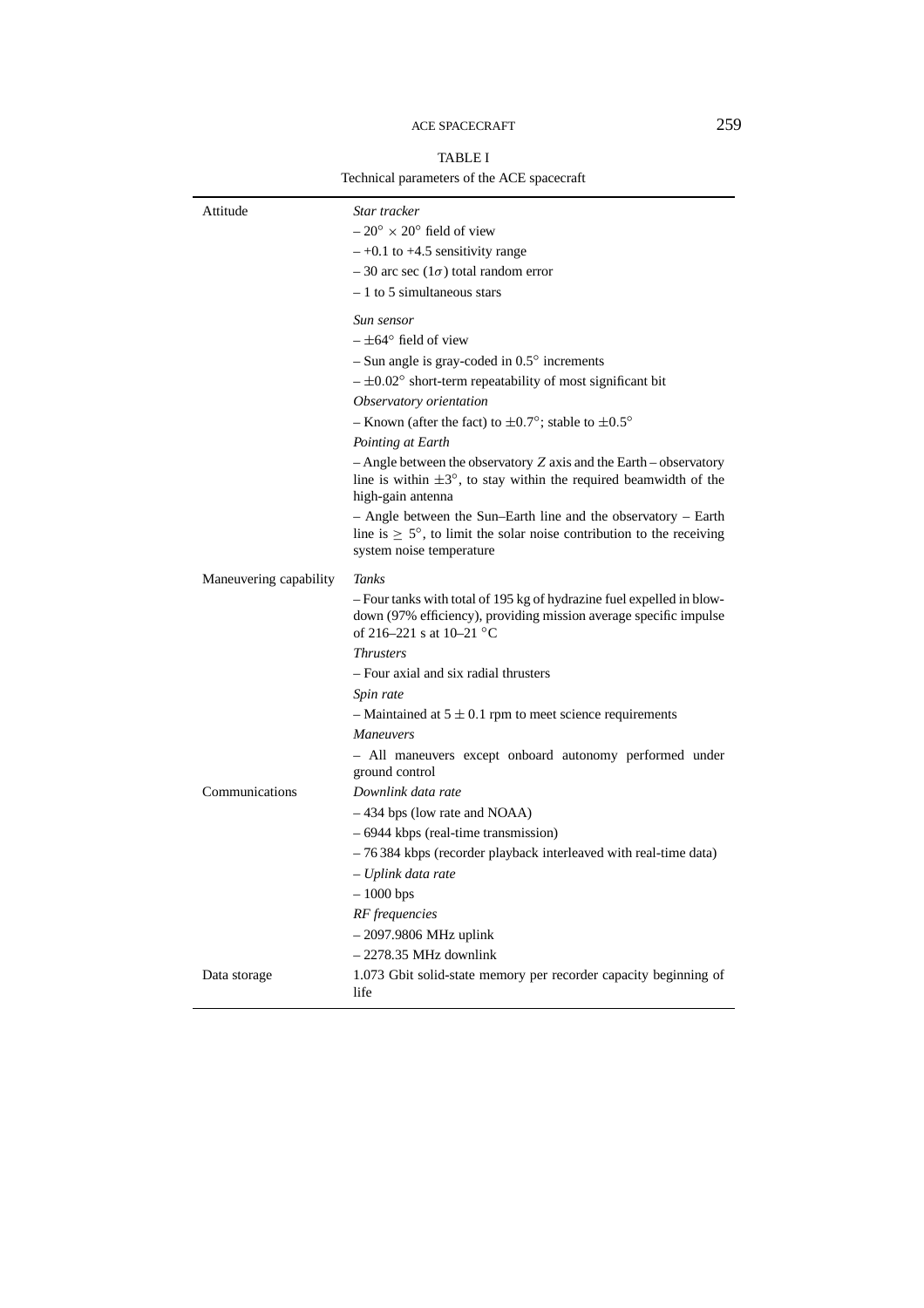TABLE I

Technical parameters of the ACE spacecraft

| | |
|---|---|
| Attitude | *Star tracker*<br>– 20° × 20° field of view<br>– +0.1 to +4.5 sensitivity range<br>– 30 arc sec (1$\sigma$) total random error<br>– 1 to 5 simultaneous stars |
| | *Sun sensor*<br>– ±64° field of view<br>– Sun angle is gray-coded in 0.5° increments<br>– ±0.02° short-term repeatability of most significant bit<br>*Observatory orientation*<br>– Known (after the fact) to ±0.7°; stable to ±0.5°<br>*Pointing at Earth*<br>– Angle between the observatory $Z$ axis and the Earth – observatory line is within ±3°, to stay within the required beamwidth of the high-gain antenna<br>– Angle between the Sun–Earth line and the observatory – Earth line is ≥ 5°, to limit the solar noise contribution to the receiving system noise temperature |
| Maneuvering capability | *Tanks*<br>– Four tanks with total of 195 kg of hydrazine fuel expelled in blow-down (97% efficiency), providing mission average specific impulse of 216–221 s at 10–21 °C<br>*Thrusters*<br>– Four axial and six radial thrusters<br>*Spin rate*<br>– Maintained at 5 ± 0.1 rpm to meet science requirements<br>*Maneuvers*<br>– All maneuvers except onboard autonomy performed under ground control |
| Communications | *Downlink data rate*<br>– 434 bps (low rate and NOAA)<br>– 6944 kbps (real-time transmission)<br>– 76 384 kbps (recorder playback interleaved with real-time data)<br>– *Uplink data rate*<br>– 1000 bps<br>*RF frequencies*<br>– 2097.9806 MHz uplink<br>– 2278.35 MHz downlink |
| Data storage | 1.073 Gbit solid-state memory per recorder capacity beginning of life |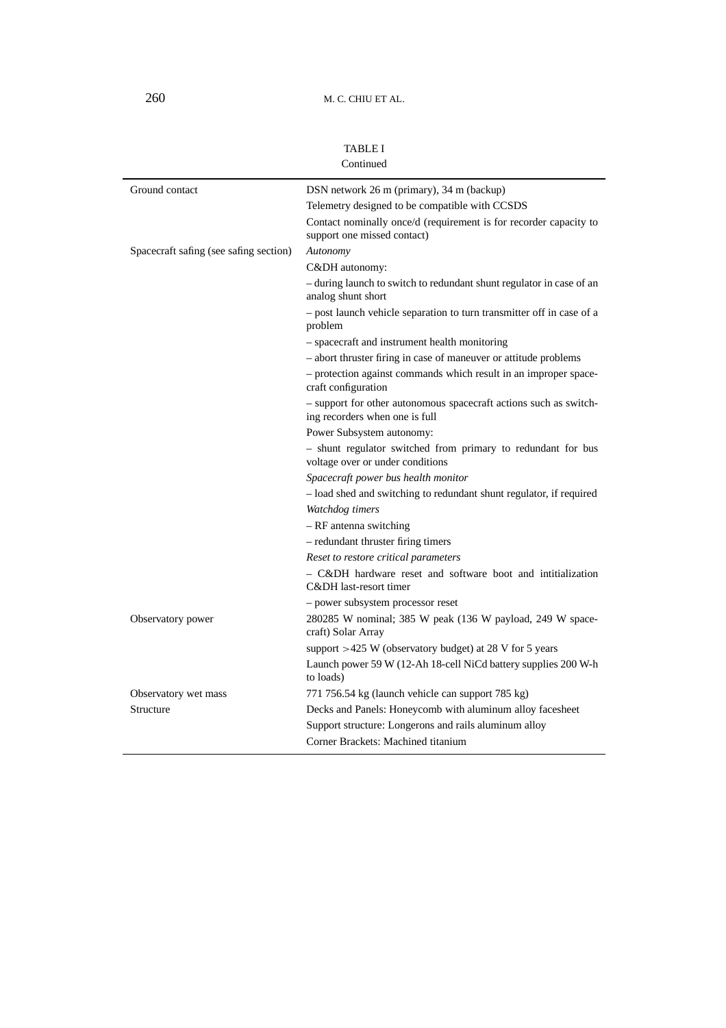TABLE I
Continued

| | |
|---|---|
| Ground contact | DSN network 26 m (primary), 34 m (backup) |
| | Telemetry designed to be compatible with CCSDS |
| | Contact nominally once/d (requirement is for recorder capacity to support one missed contact) |
| Spacecraft safing (see safing section) | *Autonomy* |
| | C&DH autonomy: |
| | – during launch to switch to redundant shunt regulator in case of an analog shunt short |
| | – post launch vehicle separation to turn transmitter off in case of a problem |
| | – spacecraft and instrument health monitoring |
| | – abort thruster firing in case of maneuver or attitude problems |
| | – protection against commands which result in an improper spacecraft configuration |
| | – support for other autonomous spacecraft actions such as switching recorders when one is full |
| | Power Subsystem autonomy: |
| | – shunt regulator switched from primary to redundant for bus voltage over or under conditions |
| | *Spacecraft power bus health monitor* |
| | – load shed and switching to redundant shunt regulator, if required |
| | *Watchdog timers* |
| | – RF antenna switching |
| | – redundant thruster firing timers |
| | *Reset to restore critical parameters* |
| | – C&DH hardware reset and software boot and intitialization C&DH last-resort timer |
| | – power subsystem processor reset |
| Observatory power | 280285 W nominal; 385 W peak (136 W payload, 249 W spacecraft) Solar Array |
| | support >425 W (observatory budget) at 28 V for 5 years |
| | Launch power 59 W (12-Ah 18-cell NiCd battery supplies 200 W-h to loads) |
| Observatory wet mass | 771 756.54 kg (launch vehicle can support 785 kg) |
| Structure | Decks and Panels: Honeycomb with aluminum alloy facesheet |
| | Support structure: Longerons and rails aluminum alloy |
| | Corner Brackets: Machined titanium |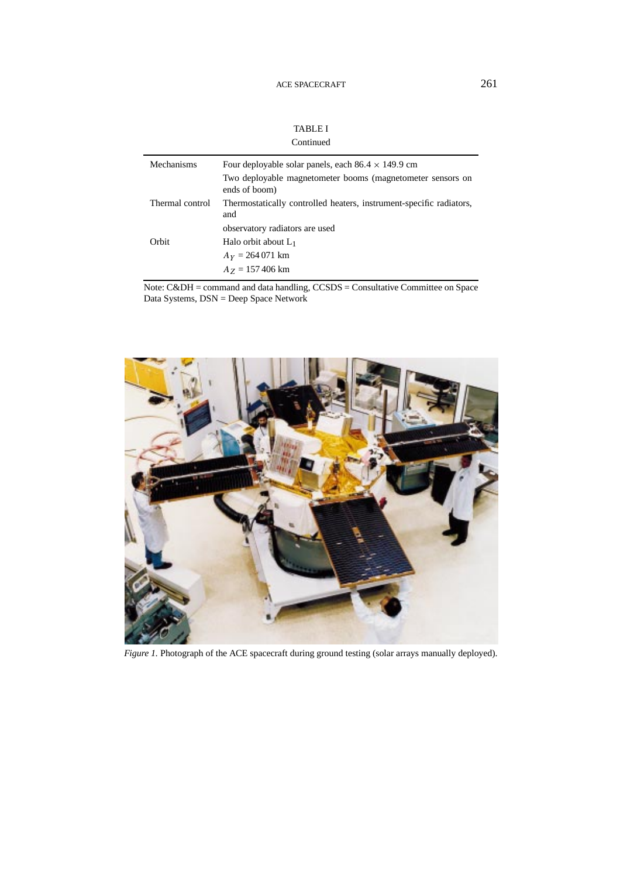TABLE I

Continued

| | |
|---|---|
| Mechanisms | Four deployable solar panels, each 86.4 × 149.9 cm |
| | Two deployable magnetometer booms (magnetometer sensors on ends of boom) |
| Thermal control | Thermostatically controlled heaters, instrument-specific radiators, and |
| | observatory radiators are used |
| Orbit | Halo orbit about $L_1$ |
| | $A_Y$ = 264 071 km |
| | $A_Z$ = 157 406 km |

Note: C&DH = command and data handling, CCSDS = Consultative Committee on Space Data Systems, DSN = Deep Space Network

*Figure 1.* Photograph of the ACE spacecraft during ground testing (solar arrays manually deployed).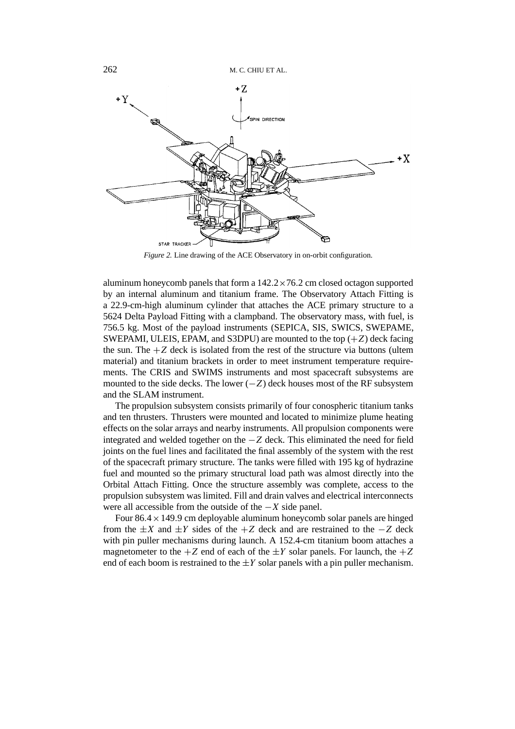*Figure 2.* Line drawing of the ACE Observatory in on-orbit configuration.

aluminum honeycomb panels that form a $142.2 \times 76.2$ cm closed octagon supported by an internal aluminum and titanium frame. The Observatory Attach Fitting is a 22.9-cm-high aluminum cylinder that attaches the ACE primary structure to a 5624 Delta Payload Fitting with a clampband. The observatory mass, with fuel, is 756.5 kg. Most of the payload instruments (SEPICA, SIS, SWICS, SWEPAME, SWEPAMI, ULEIS, EPAM, and S3DPU) are mounted to the top ($+Z$) deck facing the sun. The $+Z$ deck is isolated from the rest of the structure via buttons (ultem material) and titanium brackets in order to meet instrument temperature requirements. The CRIS and SWIMS instruments and most spacecraft subsystems are mounted to the side decks. The lower ($-Z$) deck houses most of the RF subsystem and the SLAM instrument.

The propulsion subsystem consists primarily of four conospheric titanium tanks and ten thrusters. Thrusters were mounted and located to minimize plume heating effects on the solar arrays and nearby instruments. All propulsion components were integrated and welded together on the $-Z$ deck. This eliminated the need for field joints on the fuel lines and facilitated the final assembly of the system with the rest of the spacecraft primary structure. The tanks were filled with 195 kg of hydrazine fuel and mounted so the primary structural load path was almost directly into the Orbital Attach Fitting. Once the structure assembly was complete, access to the propulsion subsystem was limited. Fill and drain valves and electrical interconnects were all accessible from the outside of the $-X$ side panel.

Four $86.4 \times 149.9$ cm deployable aluminum honeycomb solar panels are hinged from the $\pm X$ and $\pm Y$ sides of the $+Z$ deck and are restrained to the $-Z$ deck with pin puller mechanisms during launch. A 152.4-cm titanium boom attaches a magnetometer to the $+Z$ end of each of the $\pm Y$ solar panels. For launch, the $+Z$ end of each boom is restrained to the $\pm Y$ solar panels with a pin puller mechanism.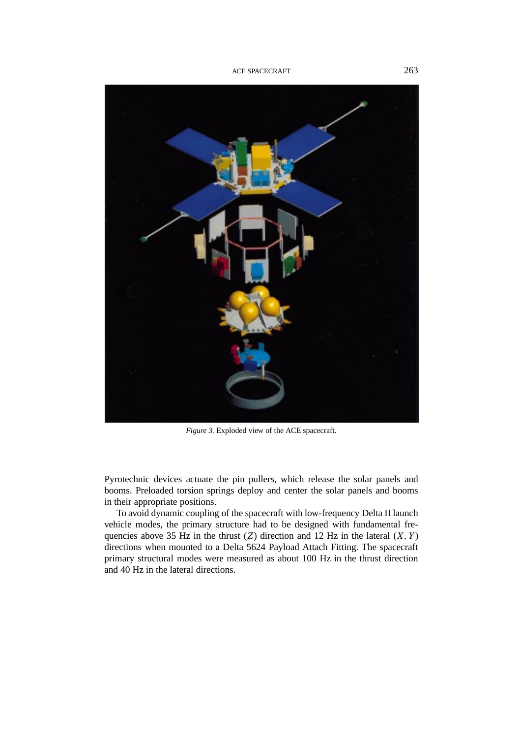*Figure 3.* Exploded view of the ACE spacecraft.

Pyrotechnic devices actuate the pin pullers, which release the solar panels and booms. Preloaded torsion springs deploy and center the solar panels and booms in their appropriate positions.

To avoid dynamic coupling of the spacecraft with low-frequency Delta II launch vehicle modes, the primary structure had to be designed with fundamental frequencies above 35 Hz in the thrust ($Z$) direction and 12 Hz in the lateral ($X$, $Y$) directions when mounted to a Delta 5624 Payload Attach Fitting. The spacecraft primary structural modes were measured as about 100 Hz in the thrust direction and 40 Hz in the lateral directions.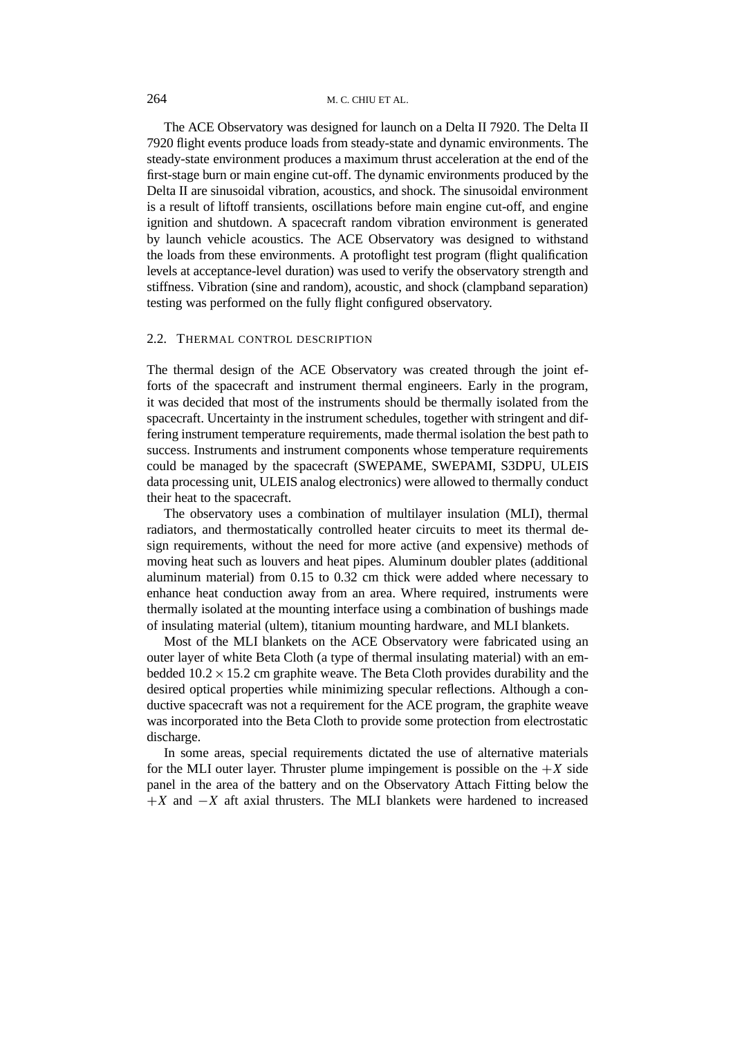The ACE Observatory was designed for launch on a Delta II 7920. The Delta II 7920 flight events produce loads from steady-state and dynamic environments. The steady-state environment produces a maximum thrust acceleration at the end of the first-stage burn or main engine cut-off. The dynamic environments produced by the Delta II are sinusoidal vibration, acoustics, and shock. The sinusoidal environment is a result of liftoff transients, oscillations before main engine cut-off, and engine ignition and shutdown. A spacecraft random vibration environment is generated by launch vehicle acoustics. The ACE Observatory was designed to withstand the loads from these environments. A protoflight test program (flight qualification levels at acceptance-level duration) was used to verify the observatory strength and stiffness. Vibration (sine and random), acoustic, and shock (clampband separation) testing was performed on the fully flight configured observatory.

### 2.2. Thermal Control Description

The thermal design of the ACE Observatory was created through the joint efforts of the spacecraft and instrument thermal engineers. Early in the program, it was decided that most of the instruments should be thermally isolated from the spacecraft. Uncertainty in the instrument schedules, together with stringent and differing instrument temperature requirements, made thermal isolation the best path to success. Instruments and instrument components whose temperature requirements could be managed by the spacecraft (SWEPAME, SWEPAMI, S3DPU, ULEIS data processing unit, ULEIS analog electronics) were allowed to thermally conduct their heat to the spacecraft.

The observatory uses a combination of multilayer insulation (MLI), thermal radiators, and thermostatically controlled heater circuits to meet its thermal design requirements, without the need for more active (and expensive) methods of moving heat such as louvers and heat pipes. Aluminum doubler plates (additional aluminum material) from 0.15 to 0.32 cm thick were added where necessary to enhance heat conduction away from an area. Where required, instruments were thermally isolated at the mounting interface using a combination of bushings made of insulating material (ultem), titanium mounting hardware, and MLI blankets.

Most of the MLI blankets on the ACE Observatory were fabricated using an outer layer of white Beta Cloth (a type of thermal insulating material) with an embedded $10.2 \times 15.2$ cm graphite weave. The Beta Cloth provides durability and the desired optical properties while minimizing specular reflections. Although a conductive spacecraft was not a requirement for the ACE program, the graphite weave was incorporated into the Beta Cloth to provide some protection from electrostatic discharge.

In some areas, special requirements dictated the use of alternative materials for the MLI outer layer. Thruster plume impingement is possible on the $+X$ side panel in the area of the battery and on the Observatory Attach Fitting below the $+X$ and $-X$ aft axial thrusters. The MLI blankets were hardened to increased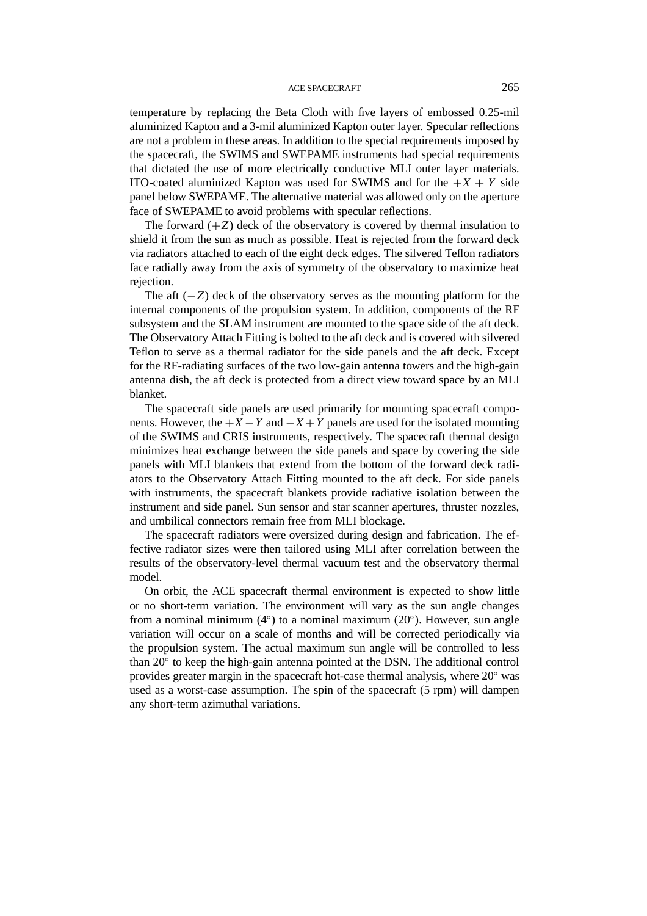temperature by replacing the Beta Cloth with five layers of embossed 0.25-mil aluminized Kapton and a 3-mil aluminized Kapton outer layer. Specular reflections are not a problem in these areas. In addition to the special requirements imposed by the spacecraft, the SWIMS and SWEPAME instruments had special requirements that dictated the use of more electrically conductive MLI outer layer materials. ITO-coated aluminized Kapton was used for SWIMS and for the $+X + Y$ side panel below SWEPAME. The alternative material was allowed only on the aperture face of SWEPAME to avoid problems with specular reflections.

The forward ($+Z$) deck of the observatory is covered by thermal insulation to shield it from the sun as much as possible. Heat is rejected from the forward deck via radiators attached to each of the eight deck edges. The silvered Teflon radiators face radially away from the axis of symmetry of the observatory to maximize heat rejection.

The aft ($-Z$) deck of the observatory serves as the mounting platform for the internal components of the propulsion system. In addition, components of the RF subsystem and the SLAM instrument are mounted to the space side of the aft deck. The Observatory Attach Fitting is bolted to the aft deck and is covered with silvered Teflon to serve as a thermal radiator for the side panels and the aft deck. Except for the RF-radiating surfaces of the two low-gain antenna towers and the high-gain antenna dish, the aft deck is protected from a direct view toward space by an MLI blanket.

The spacecraft side panels are used primarily for mounting spacecraft components. However, the $+X - Y$ and $-X + Y$ panels are used for the isolated mounting of the SWIMS and CRIS instruments, respectively. The spacecraft thermal design minimizes heat exchange between the side panels and space by covering the side panels with MLI blankets that extend from the bottom of the forward deck radiators to the Observatory Attach Fitting mounted to the aft deck. For side panels with instruments, the spacecraft blankets provide radiative isolation between the instrument and side panel. Sun sensor and star scanner apertures, thruster nozzles, and umbilical connectors remain free from MLI blockage.

The spacecraft radiators were oversized during design and fabrication. The effective radiator sizes were then tailored using MLI after correlation between the results of the observatory-level thermal vacuum test and the observatory thermal model.

On orbit, the ACE spacecraft thermal environment is expected to show little or no short-term variation. The environment will vary as the sun angle changes from a nominal minimum ($4^\circ$) to a nominal maximum ($20^\circ$). However, sun angle variation will occur on a scale of months and will be corrected periodically via the propulsion system. The actual maximum sun angle will be controlled to less than $20^\circ$ to keep the high-gain antenna pointed at the DSN. The additional control provides greater margin in the spacecraft hot-case thermal analysis, where $20^\circ$ was used as a worst-case assumption. The spin of the spacecraft (5 rpm) will dampen any short-term azimuthal variations.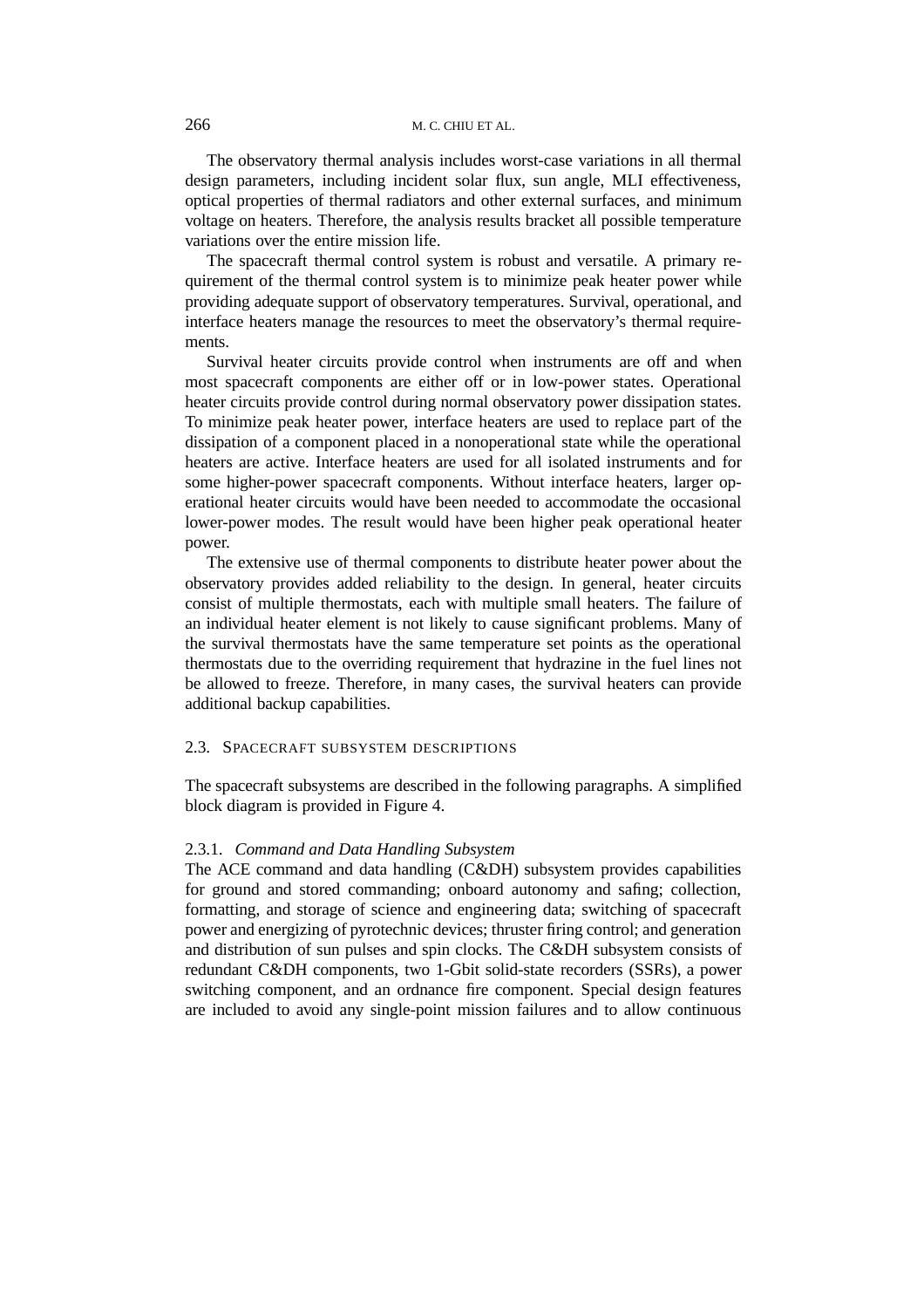The observatory thermal analysis includes worst-case variations in all thermal design parameters, including incident solar flux, sun angle, MLI effectiveness, optical properties of thermal radiators and other external surfaces, and minimum voltage on heaters. Therefore, the analysis results bracket all possible temperature variations over the entire mission life.

The spacecraft thermal control system is robust and versatile. A primary requirement of the thermal control system is to minimize peak heater power while providing adequate support of observatory temperatures. Survival, operational, and interface heaters manage the resources to meet the observatory's thermal requirements.

Survival heater circuits provide control when instruments are off and when most spacecraft components are either off or in low-power states. Operational heater circuits provide control during normal observatory power dissipation states. To minimize peak heater power, interface heaters are used to replace part of the dissipation of a component placed in a nonoperational state while the operational heaters are active. Interface heaters are used for all isolated instruments and for some higher-power spacecraft components. Without interface heaters, larger operational heater circuits would have been needed to accommodate the occasional lower-power modes. The result would have been higher peak operational heater power.

The extensive use of thermal components to distribute heater power about the observatory provides added reliability to the design. In general, heater circuits consist of multiple thermostats, each with multiple small heaters. The failure of an individual heater element is not likely to cause significant problems. Many of the survival thermostats have the same temperature set points as the operational thermostats due to the overriding requirement that hydrazine in the fuel lines not be allowed to freeze. Therefore, in many cases, the survival heaters can provide additional backup capabilities.

### 2.3. Spacecraft Subsystem Descriptions

The spacecraft subsystems are described in the following paragraphs. A simplified block diagram is provided in Figure 4.

#### 2.3.1. *Command and Data Handling Subsystem*

The ACE command and data handling (C&DH) subsystem provides capabilities for ground and stored commanding; onboard autonomy and safing; collection, formatting, and storage of science and engineering data; switching of spacecraft power and energizing of pyrotechnic devices; thruster firing control; and generation and distribution of sun pulses and spin clocks. The C&DH subsystem consists of redundant C&DH components, two 1-Gbit solid-state recorders (SSRs), a power switching component, and an ordnance fire component. Special design features are included to avoid any single-point mission failures and to allow continuous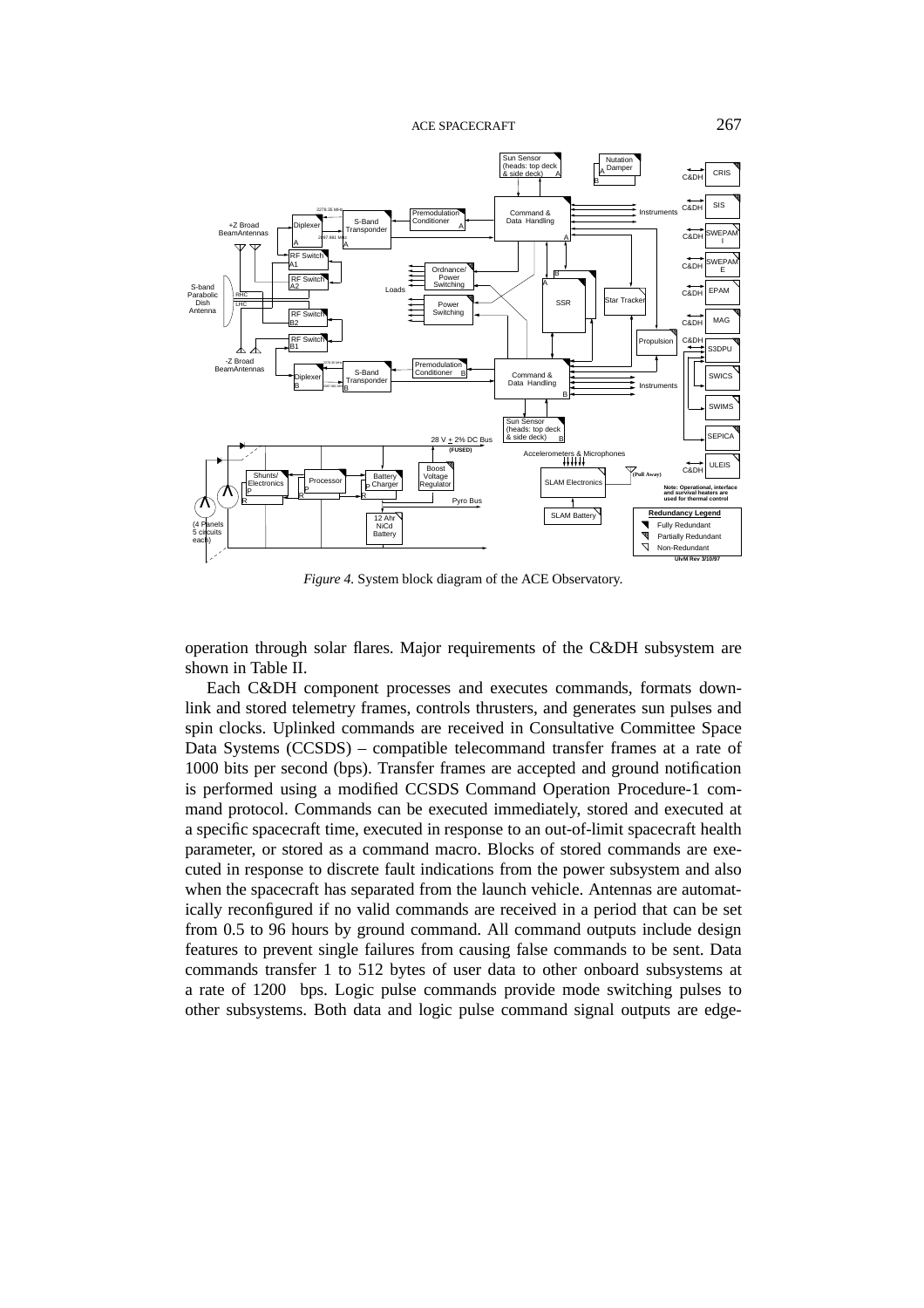*Figure 4.* System block diagram of the ACE Observatory.

operation through solar flares. Major requirements of the C&DH subsystem are shown in Table II.

Each C&DH component processes and executes commands, formats downlink and stored telemetry frames, controls thrusters, and generates sun pulses and spin clocks. Uplinked commands are received in Consultative Committee Space Data Systems (CCSDS) – compatible telecommand transfer frames at a rate of 1000 bits per second (bps). Transfer frames are accepted and ground notification is performed using a modified CCSDS Command Operation Procedure-1 command protocol. Commands can be executed immediately, stored and executed at a specific spacecraft time, executed in response to an out-of-limit spacecraft health parameter, or stored as a command macro. Blocks of stored commands are executed in response to discrete fault indications from the power subsystem and also when the spacecraft has separated from the launch vehicle. Antennas are automatically reconfigured if no valid commands are received in a period that can be set from 0.5 to 96 hours by ground command. All command outputs include design features to prevent single failures from causing false commands to be sent. Data commands transfer 1 to 512 bytes of user data to other onboard subsystems at a rate of 1200 bps. Logic pulse commands provide mode switching pulses to other subsystems. Both data and logic pulse command signal outputs are edge-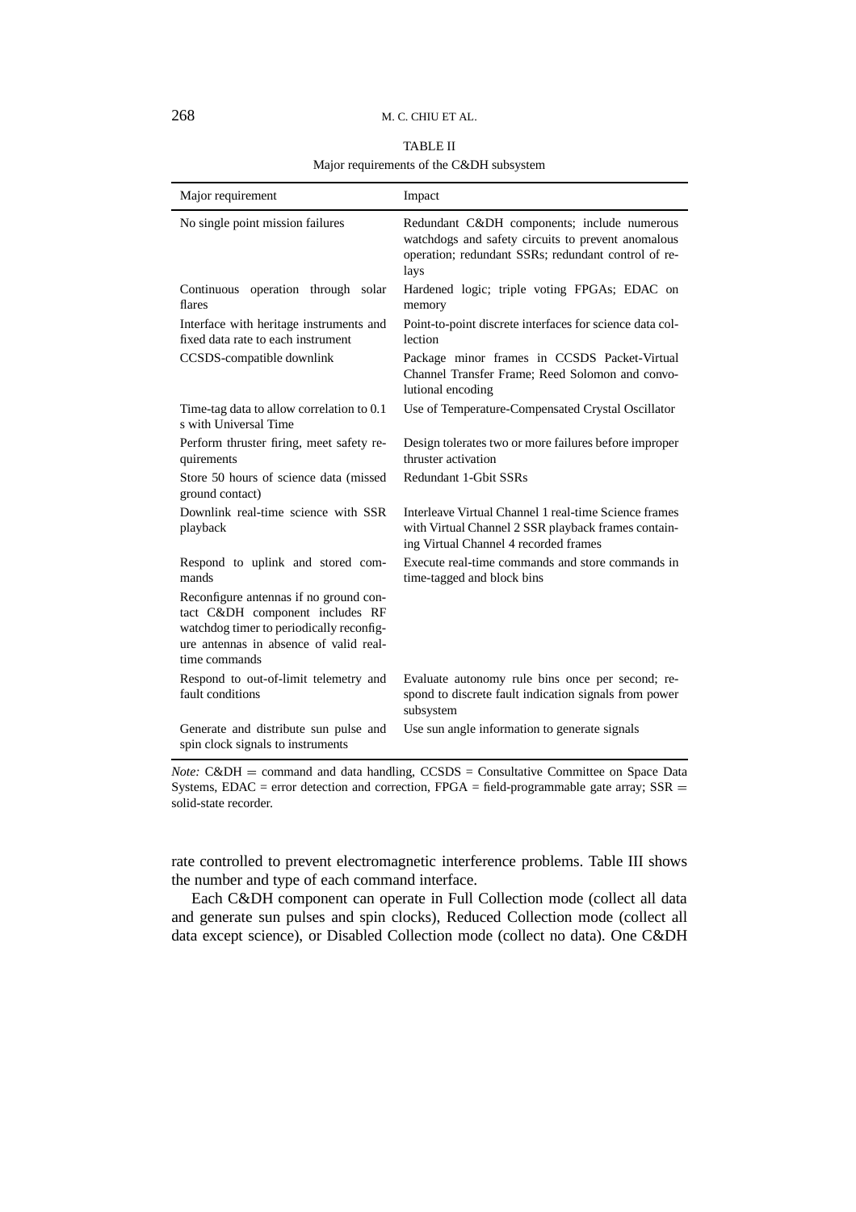TABLE II

Major requirements of the C&DH subsystem

| Major requirement | Impact |
|---|---|
| No single point mission failures | Redundant C&DH components; include numerous watchdogs and safety circuits to prevent anomalous operation; redundant SSRs; redundant control of relays |
| Continuous operation through solar flares | Hardened logic; triple voting FPGAs; EDAC on memory |
| Interface with heritage instruments and fixed data rate to each instrument | Point-to-point discrete interfaces for science data collection |
| CCSDS-compatible downlink | Package minor frames in CCSDS Packet-Virtual Channel Transfer Frame; Reed Solomon and convolutional encoding |
| Time-tag data to allow correlation to 0.1 s with Universal Time | Use of Temperature-Compensated Crystal Oscillator |
| Perform thruster firing, meet safety requirements | Design tolerates two or more failures before improper thruster activation |
| Store 50 hours of science data (missed ground contact) | Redundant 1-Gbit SSRs |
| Downlink real-time science with SSR playback | Interleave Virtual Channel 1 real-time Science frames with Virtual Channel 2 SSR playback frames containing Virtual Channel 4 recorded frames |
| Respond to uplink and stored commands | Execute real-time commands and store commands in time-tagged and block bins |
| Reconfigure antennas if no ground contact C&DH component includes RF watchdog timer to periodically reconfigure antennas in absence of valid real-time commands | |
| Respond to out-of-limit telemetry and fault conditions | Evaluate autonomy rule bins once per second; respond to discrete fault indication signals from power subsystem |
| Generate and distribute sun pulse and spin clock signals to instruments | Use sun angle information to generate signals |

*Note:* C&DH = command and data handling, CCSDS = Consultative Committee on Space Data Systems, EDAC = error detection and correction, FPGA = field-programmable gate array; SSR = solid-state recorder.

rate controlled to prevent electromagnetic interference problems. Table III shows the number and type of each command interface.

Each C&DH component can operate in Full Collection mode (collect all data and generate sun pulses and spin clocks), Reduced Collection mode (collect all data except science), or Disabled Collection mode (collect no data). One C&DH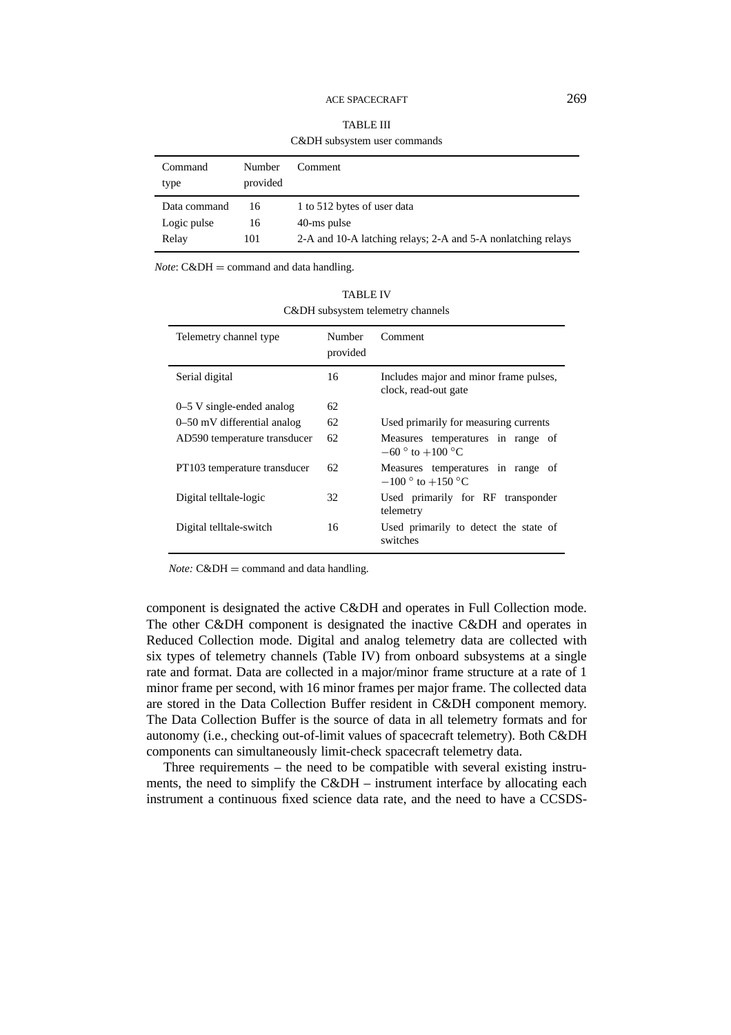TABLE III

C&DH subsystem user commands

| Command type | Number provided | Comment |
| --- | --- | --- |
| Data command | 16 | 1 to 512 bytes of user data |
| Logic pulse | 16 | 40-ms pulse |
| Relay | 101 | 2-A and 10-A latching relays; 2-A and 5-A nonlatching relays |

*Note*: C&DH = command and data handling.

TABLE IV

C&DH subsystem telemetry channels

| Telemetry channel type | Number provided | Comment |
| --- | --- | --- |
| Serial digital | 16 | Includes major and minor frame pulses, clock, read-out gate |
| 0–5 V single-ended analog | 62 | |
| 0–50 mV differential analog | 62 | Used primarily for measuring currents |
| AD590 temperature transducer | 62 | Measures temperatures in range of $-60\,^{\circ}$ to $+100\,^{\circ}$C |
| PT103 temperature transducer | 62 | Measures temperatures in range of $-100\,^{\circ}$ to $+150\,^{\circ}$C |
| Digital telltale-logic | 32 | Used primarily for RF transponder telemetry |
| Digital telltale-switch | 16 | Used primarily to detect the state of switches |

*Note:* C&DH = command and data handling.

component is designated the active C&DH and operates in Full Collection mode. The other C&DH component is designated the inactive C&DH and operates in Reduced Collection mode. Digital and analog telemetry data are collected with six types of telemetry channels (Table IV) from onboard subsystems at a single rate and format. Data are collected in a major/minor frame structure at a rate of 1 minor frame per second, with 16 minor frames per major frame. The collected data are stored in the Data Collection Buffer resident in C&DH component memory. The Data Collection Buffer is the source of data in all telemetry formats and for autonomy (i.e., checking out-of-limit values of spacecraft telemetry). Both C&DH components can simultaneously limit-check spacecraft telemetry data.

Three requirements – the need to be compatible with several existing instruments, the need to simplify the C&DH – instrument interface by allocating each instrument a continuous fixed science data rate, and the need to have a CCSDS-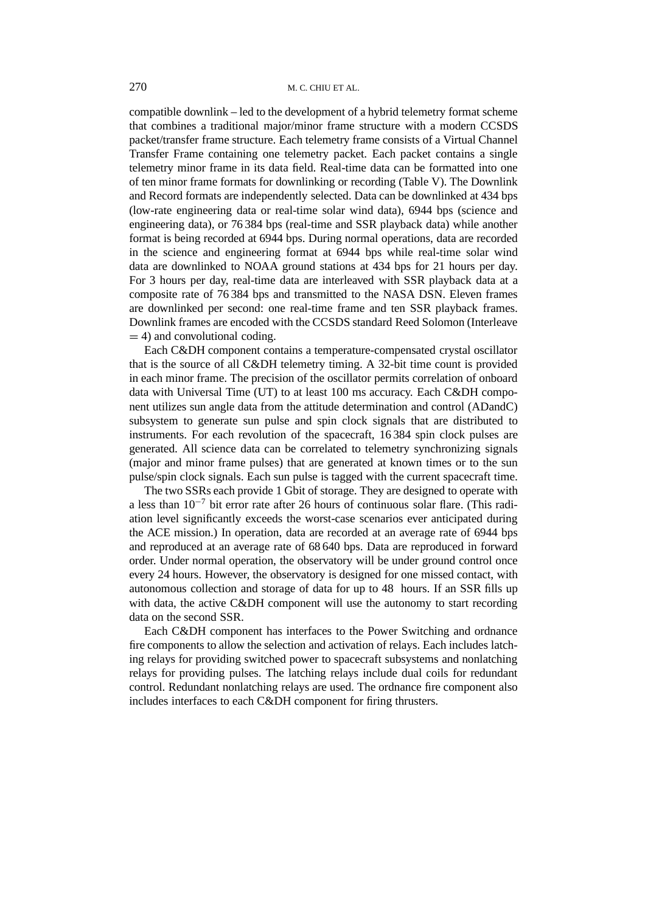compatible downlink – led to the development of a hybrid telemetry format scheme that combines a traditional major/minor frame structure with a modern CCSDS packet/transfer frame structure. Each telemetry frame consists of a Virtual Channel Transfer Frame containing one telemetry packet. Each packet contains a single telemetry minor frame in its data field. Real-time data can be formatted into one of ten minor frame formats for downlinking or recording (Table V). The Downlink and Record formats are independently selected. Data can be downlinked at 434 bps (low-rate engineering data or real-time solar wind data), 6944 bps (science and engineering data), or 76 384 bps (real-time and SSR playback data) while another format is being recorded at 6944 bps. During normal operations, data are recorded in the science and engineering format at 6944 bps while real-time solar wind data are downlinked to NOAA ground stations at 434 bps for 21 hours per day. For 3 hours per day, real-time data are interleaved with SSR playback data at a composite rate of 76 384 bps and transmitted to the NASA DSN. Eleven frames are downlinked per second: one real-time frame and ten SSR playback frames. Downlink frames are encoded with the CCSDS standard Reed Solomon (Interleave = 4) and convolutional coding.

Each C&DH component contains a temperature-compensated crystal oscillator that is the source of all C&DH telemetry timing. A 32-bit time count is provided in each minor frame. The precision of the oscillator permits correlation of onboard data with Universal Time (UT) to at least 100 ms accuracy. Each C&DH component utilizes sun angle data from the attitude determination and control (ADandC) subsystem to generate sun pulse and spin clock signals that are distributed to instruments. For each revolution of the spacecraft, 16 384 spin clock pulses are generated. All science data can be correlated to telemetry synchronizing signals (major and minor frame pulses) that are generated at known times or to the sun pulse/spin clock signals. Each sun pulse is tagged with the current spacecraft time.

The two SSRs each provide 1 Gbit of storage. They are designed to operate with a less than $10^{-7}$ bit error rate after 26 hours of continuous solar flare. (This radiation level significantly exceeds the worst-case scenarios ever anticipated during the ACE mission.) In operation, data are recorded at an average rate of 6944 bps and reproduced at an average rate of 68 640 bps. Data are reproduced in forward order. Under normal operation, the observatory will be under ground control once every 24 hours. However, the observatory is designed for one missed contact, with autonomous collection and storage of data for up to 48 hours. If an SSR fills up with data, the active C&DH component will use the autonomy to start recording data on the second SSR.

Each C&DH component has interfaces to the Power Switching and ordnance fire components to allow the selection and activation of relays. Each includes latching relays for providing switched power to spacecraft subsystems and nonlatching relays for providing pulses. The latching relays include dual coils for redundant control. Redundant nonlatching relays are used. The ordnance fire component also includes interfaces to each C&DH component for firing thrusters.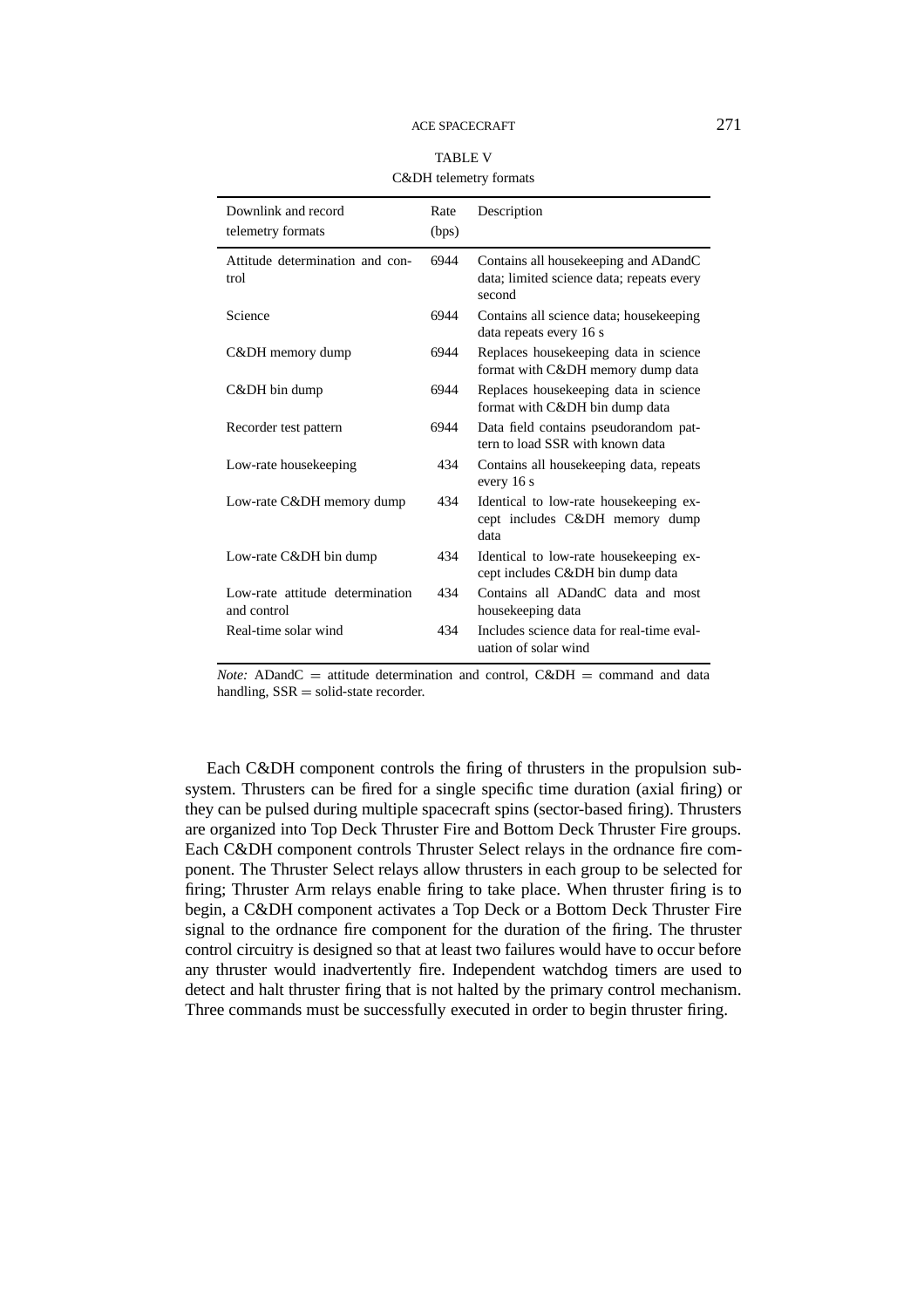TABLE V

C&DH telemetry formats

| Downlink and record telemetry formats | Rate (bps) | Description |
|---|---|---|
| Attitude determination and control | 6944 | Contains all housekeeping and ADandC data; limited science data; repeats every second |
| Science | 6944 | Contains all science data; housekeeping data repeats every 16 s |
| C&DH memory dump | 6944 | Replaces housekeeping data in science format with C&DH memory dump data |
| C&DH bin dump | 6944 | Replaces housekeeping data in science format with C&DH bin dump data |
| Recorder test pattern | 6944 | Data field contains pseudorandom pattern to load SSR with known data |
| Low-rate housekeeping | 434 | Contains all housekeeping data, repeats every 16 s |
| Low-rate C&DH memory dump | 434 | Identical to low-rate housekeeping except includes C&DH memory dump data |
| Low-rate C&DH bin dump | 434 | Identical to low-rate housekeeping except includes C&DH bin dump data |
| Low-rate attitude determination and control | 434 | Contains all ADandC data and most housekeeping data |
| Real-time solar wind | 434 | Includes science data for real-time evaluation of solar wind |

*Note:* ADandC = attitude determination and control, C&DH = command and data handling, SSR = solid-state recorder.

Each C&DH component controls the firing of thrusters in the propulsion subsystem. Thrusters can be fired for a single specific time duration (axial firing) or they can be pulsed during multiple spacecraft spins (sector-based firing). Thrusters are organized into Top Deck Thruster Fire and Bottom Deck Thruster Fire groups. Each C&DH component controls Thruster Select relays in the ordnance fire component. The Thruster Select relays allow thrusters in each group to be selected for firing; Thruster Arm relays enable firing to take place. When thruster firing is to begin, a C&DH component activates a Top Deck or a Bottom Deck Thruster Fire signal to the ordnance fire component for the duration of the firing. The thruster control circuitry is designed so that at least two failures would have to occur before any thruster would inadvertently fire. Independent watchdog timers are used to detect and halt thruster firing that is not halted by the primary control mechanism. Three commands must be successfully executed in order to begin thruster firing.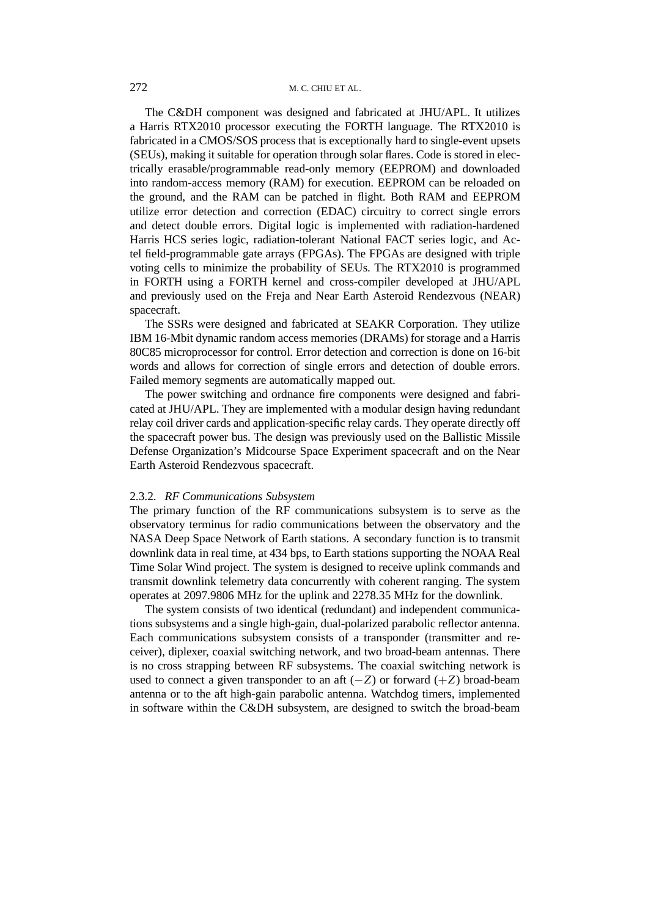The C&DH component was designed and fabricated at JHU/APL. It utilizes a Harris RTX2010 processor executing the FORTH language. The RTX2010 is fabricated in a CMOS/SOS process that is exceptionally hard to single-event upsets (SEUs), making it suitable for operation through solar flares. Code is stored in electrically erasable/programmable read-only memory (EEPROM) and downloaded into random-access memory (RAM) for execution. EEPROM can be reloaded on the ground, and the RAM can be patched in flight. Both RAM and EEPROM utilize error detection and correction (EDAC) circuitry to correct single errors and detect double errors. Digital logic is implemented with radiation-hardened Harris HCS series logic, radiation-tolerant National FACT series logic, and Actel field-programmable gate arrays (FPGAs). The FPGAs are designed with triple voting cells to minimize the probability of SEUs. The RTX2010 is programmed in FORTH using a FORTH kernel and cross-compiler developed at JHU/APL and previously used on the Freja and Near Earth Asteroid Rendezvous (NEAR) spacecraft.

The SSRs were designed and fabricated at SEAKR Corporation. They utilize IBM 16-Mbit dynamic random access memories (DRAMs) for storage and a Harris 80C85 microprocessor for control. Error detection and correction is done on 16-bit words and allows for correction of single errors and detection of double errors. Failed memory segments are automatically mapped out.

The power switching and ordnance fire components were designed and fabricated at JHU/APL. They are implemented with a modular design having redundant relay coil driver cards and application-specific relay cards. They operate directly off the spacecraft power bus. The design was previously used on the Ballistic Missile Defense Organization's Midcourse Space Experiment spacecraft and on the Near Earth Asteroid Rendezvous spacecraft.

### 2.3.2. *RF Communications Subsystem*

The primary function of the RF communications subsystem is to serve as the observatory terminus for radio communications between the observatory and the NASA Deep Space Network of Earth stations. A secondary function is to transmit downlink data in real time, at 434 bps, to Earth stations supporting the NOAA Real Time Solar Wind project. The system is designed to receive uplink commands and transmit downlink telemetry data concurrently with coherent ranging. The system operates at 2097.9806 MHz for the uplink and 2278.35 MHz for the downlink.

The system consists of two identical (redundant) and independent communications subsystems and a single high-gain, dual-polarized parabolic reflector antenna. Each communications subsystem consists of a transponder (transmitter and receiver), diplexer, coaxial switching network, and two broad-beam antennas. There is no cross strapping between RF subsystems. The coaxial switching network is used to connect a given transponder to an aft ($-Z$) or forward ($+Z$) broad-beam antenna or to the aft high-gain parabolic antenna. Watchdog timers, implemented in software within the C&DH subsystem, are designed to switch the broad-beam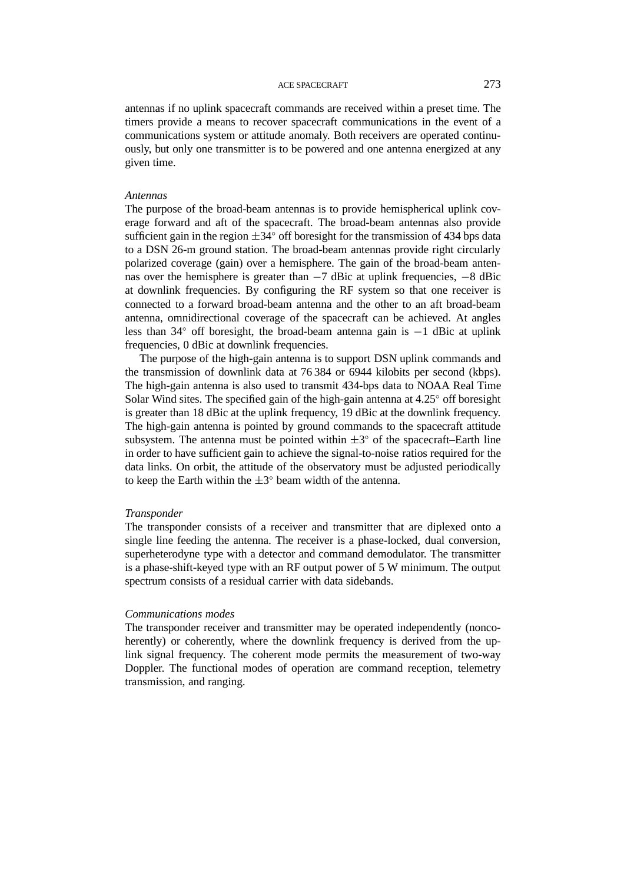antennas if no uplink spacecraft commands are received within a preset time. The timers provide a means to recover spacecraft communications in the event of a communications system or attitude anomaly. Both receivers are operated continuously, but only one transmitter is to be powered and one antenna energized at any given time.

*Antennas*

The purpose of the broad-beam antennas is to provide hemispherical uplink coverage forward and aft of the spacecraft. The broad-beam antennas also provide sufficient gain in the region $\pm 34°$ off boresight for the transmission of 434 bps data to a DSN 26-m ground station. The broad-beam antennas provide right circularly polarized coverage (gain) over a hemisphere. The gain of the broad-beam antennas over the hemisphere is greater than $-7$ dBic at uplink frequencies, $-8$ dBic at downlink frequencies. By configuring the RF system so that one receiver is connected to a forward broad-beam antenna and the other to an aft broad-beam antenna, omnidirectional coverage of the spacecraft can be achieved. At angles less than 34° off boresight, the broad-beam antenna gain is $-1$ dBic at uplink frequencies, 0 dBic at downlink frequencies.

The purpose of the high-gain antenna is to support DSN uplink commands and the transmission of downlink data at 76 384 or 6944 kilobits per second (kbps). The high-gain antenna is also used to transmit 434-bps data to NOAA Real Time Solar Wind sites. The specified gain of the high-gain antenna at 4.25° off boresight is greater than 18 dBic at the uplink frequency, 19 dBic at the downlink frequency. The high-gain antenna is pointed by ground commands to the spacecraft attitude subsystem. The antenna must be pointed within $\pm 3°$ of the spacecraft–Earth line in order to have sufficient gain to achieve the signal-to-noise ratios required for the data links. On orbit, the attitude of the observatory must be adjusted periodically to keep the Earth within the $\pm 3°$ beam width of the antenna.

*Transponder*

The transponder consists of a receiver and transmitter that are diplexed onto a single line feeding the antenna. The receiver is a phase-locked, dual conversion, superheterodyne type with a detector and command demodulator. The transmitter is a phase-shift-keyed type with an RF output power of 5 W minimum. The output spectrum consists of a residual carrier with data sidebands.

*Communications modes*

The transponder receiver and transmitter may be operated independently (noncoherently) or coherently, where the downlink frequency is derived from the uplink signal frequency. The coherent mode permits the measurement of two-way Doppler. The functional modes of operation are command reception, telemetry transmission, and ranging.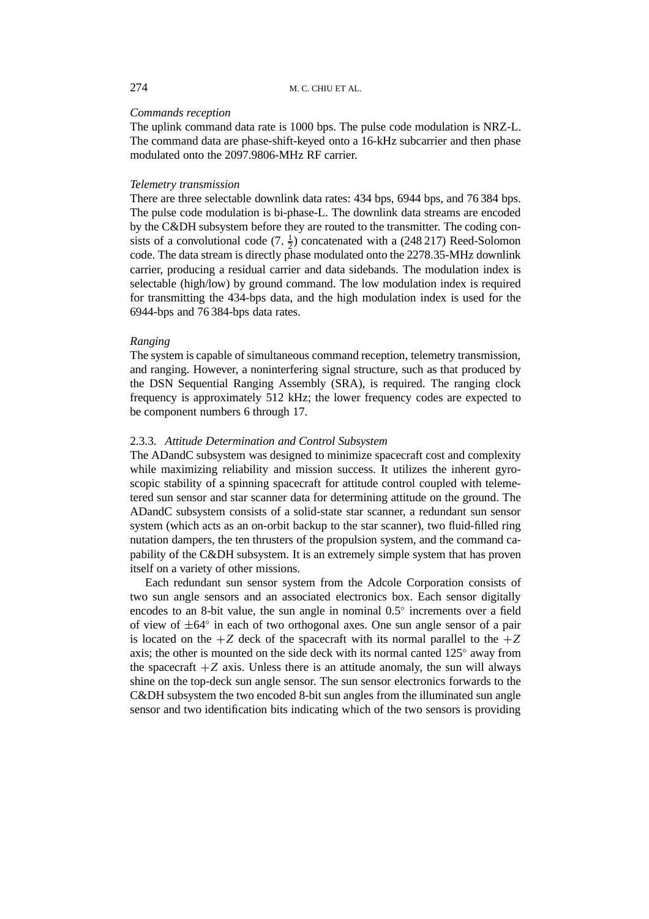*Commands reception*

The uplink command data rate is 1000 bps. The pulse code modulation is NRZ-L. The command data are phase-shift-keyed onto a 16-kHz subcarrier and then phase modulated onto the 2097.9806-MHz RF carrier.

*Telemetry transmission*

There are three selectable downlink data rates: 434 bps, 6944 bps, and 76 384 bps. The pulse code modulation is bi-phase-L. The downlink data streams are encoded by the C&DH subsystem before they are routed to the transmitter. The coding consists of a convolutional code ($7, \frac{1}{2}$) concatenated with a (248 217) Reed-Solomon code. The data stream is directly phase modulated onto the 2278.35-MHz downlink carrier, producing a residual carrier and data sidebands. The modulation index is selectable (high/low) by ground command. The low modulation index is required for transmitting the 434-bps data, and the high modulation index is used for the 6944-bps and 76 384-bps data rates.

*Ranging*

The system is capable of simultaneous command reception, telemetry transmission, and ranging. However, a noninterfering signal structure, such as that produced by the DSN Sequential Ranging Assembly (SRA), is required. The ranging clock frequency is approximately 512 kHz; the lower frequency codes are expected to be component numbers 6 through 17.

### 2.3.3. *Attitude Determination and Control Subsystem*

The ADandC subsystem was designed to minimize spacecraft cost and complexity while maximizing reliability and mission success. It utilizes the inherent gyroscopic stability of a spinning spacecraft for attitude control coupled with telemetered sun sensor and star scanner data for determining attitude on the ground. The ADandC subsystem consists of a solid-state star scanner, a redundant sun sensor system (which acts as an on-orbit backup to the star scanner), two fluid-filled ring nutation dampers, the ten thrusters of the propulsion system, and the command capability of the C&DH subsystem. It is an extremely simple system that has proven itself on a variety of other missions.

Each redundant sun sensor system from the Adcole Corporation consists of two sun angle sensors and an associated electronics box. Each sensor digitally encodes to an 8-bit value, the sun angle in nominal $0.5^\circ$ increments over a field of view of $\pm 64^\circ$ in each of two orthogonal axes. One sun angle sensor of a pair is located on the $+Z$ deck of the spacecraft with its normal parallel to the $+Z$ axis; the other is mounted on the side deck with its normal canted $125^\circ$ away from the spacecraft $+Z$ axis. Unless there is an attitude anomaly, the sun will always shine on the top-deck sun angle sensor. The sun sensor electronics forwards to the C&DH subsystem the two encoded 8-bit sun angles from the illuminated sun angle sensor and two identification bits indicating which of the two sensors is providing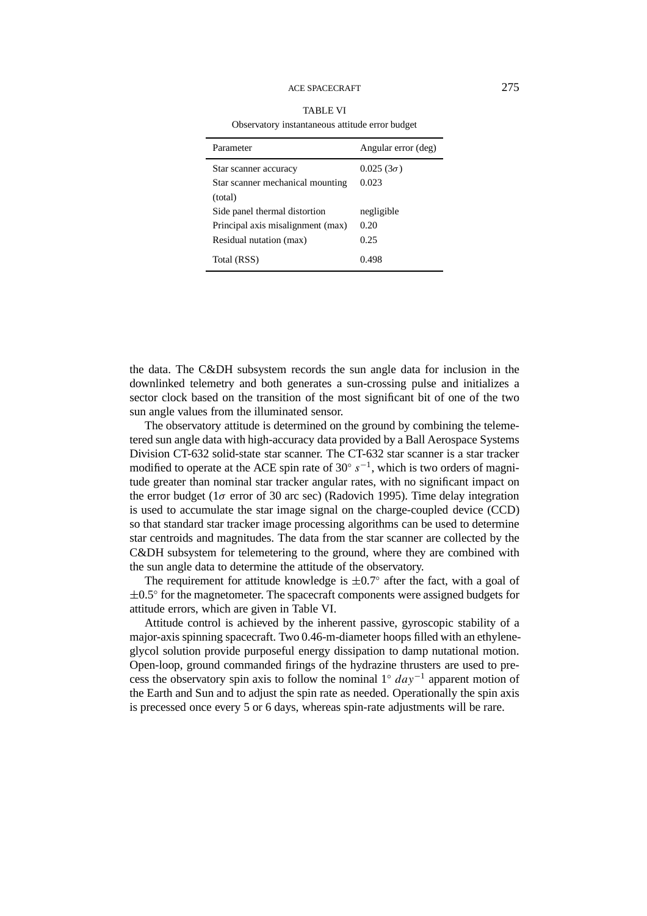TABLE VI

Observatory instantaneous attitude error budget

| Parameter | Angular error (deg) |
|---|---|
| Star scanner accuracy | 0.025 ($3\sigma$) |
| Star scanner mechanical mounting (total) | 0.023 |
| Side panel thermal distortion | negligible |
| Principal axis misalignment (max) | 0.20 |
| Residual nutation (max) | 0.25 |
| Total (RSS) | 0.498 |

the data. The C&DH subsystem records the sun angle data for inclusion in the downlinked telemetry and both generates a sun-crossing pulse and initializes a sector clock based on the transition of the most significant bit of one of the two sun angle values from the illuminated sensor.

The observatory attitude is determined on the ground by combining the telemetered sun angle data with high-accuracy data provided by a Ball Aerospace Systems Division CT-632 solid-state star scanner. The CT-632 star scanner is a star tracker modified to operate at the ACE spin rate of $30^\circ\ s^{-1}$, which is two orders of magnitude greater than nominal star tracker angular rates, with no significant impact on the error budget ($1\sigma$ error of 30 arc sec) (Radovich 1995). Time delay integration is used to accumulate the star image signal on the charge-coupled device (CCD) so that standard star tracker image processing algorithms can be used to determine star centroids and magnitudes. The data from the star scanner are collected by the C&DH subsystem for telemetering to the ground, where they are combined with the sun angle data to determine the attitude of the observatory.

The requirement for attitude knowledge is $\pm 0.7^\circ$ after the fact, with a goal of $\pm 0.5^\circ$ for the magnetometer. The spacecraft components were assigned budgets for attitude errors, which are given in Table VI.

Attitude control is achieved by the inherent passive, gyroscopic stability of a major-axis spinning spacecraft. Two 0.46-m-diameter hoops filled with an ethylene-glycol solution provide purposeful energy dissipation to damp nutational motion. Open-loop, ground commanded firings of the hydrazine thrusters are used to precess the observatory spin axis to follow the nominal $1^\circ\ day^{-1}$ apparent motion of the Earth and Sun and to adjust the spin rate as needed. Operationally the spin axis is precessed once every 5 or 6 days, whereas spin-rate adjustments will be rare.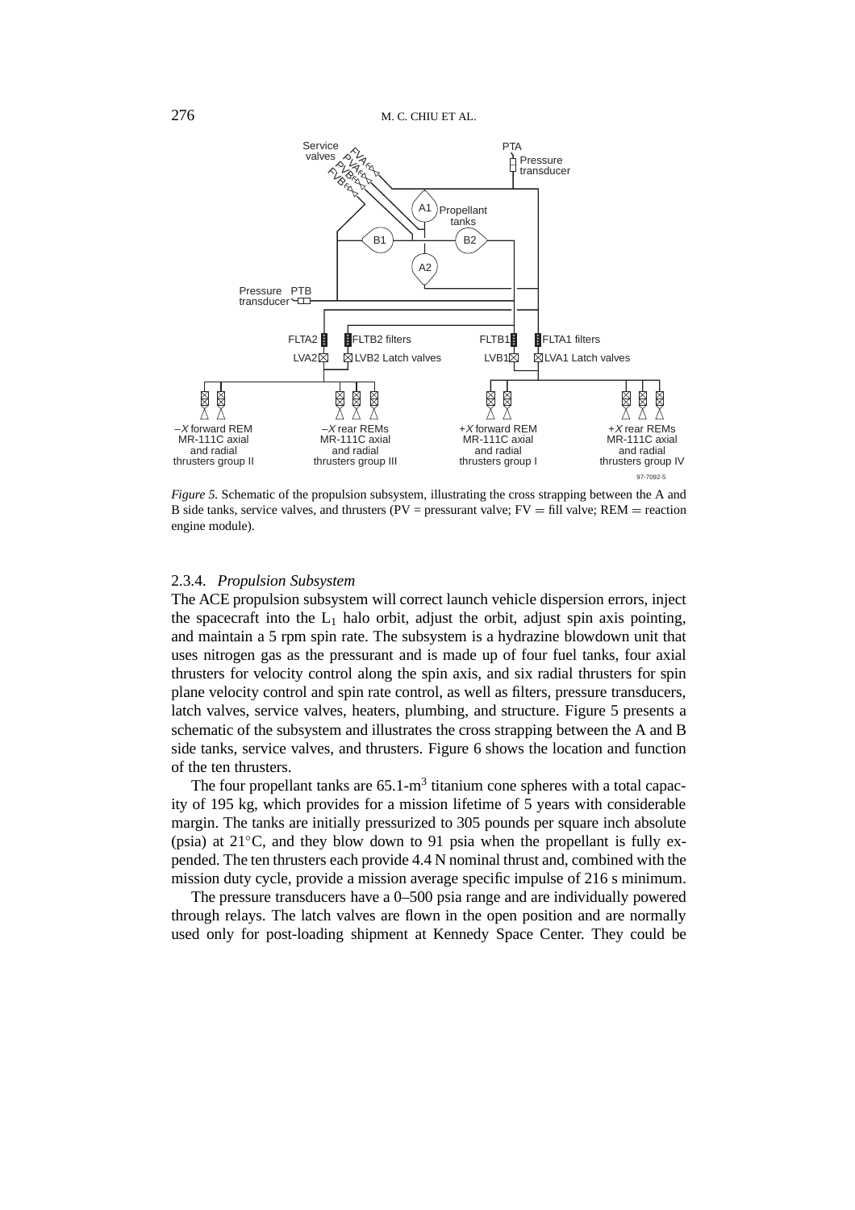*Figure 5.* Schematic of the propulsion subsystem, illustrating the cross strapping between the A and B side tanks, service valves, and thrusters (PV = pressurant valve; FV = fill valve; REM = reaction engine module).

### 2.3.4. *Propulsion Subsystem*

The ACE propulsion subsystem will correct launch vehicle dispersion errors, inject the spacecraft into the $L_1$ halo orbit, adjust the orbit, adjust spin axis pointing, and maintain a 5 rpm spin rate. The subsystem is a hydrazine blowdown unit that uses nitrogen gas as the pressurant and is made up of four fuel tanks, four axial thrusters for velocity control along the spin axis, and six radial thrusters for spin plane velocity control and spin rate control, as well as filters, pressure transducers, latch valves, service valves, heaters, plumbing, and structure. Figure 5 presents a schematic of the subsystem and illustrates the cross strapping between the A and B side tanks, service valves, and thrusters. Figure 6 shows the location and function of the ten thrusters.

The four propellant tanks are 65.1-$m^3$ titanium cone spheres with a total capacity of 195 kg, which provides for a mission lifetime of 5 years with considerable margin. The tanks are initially pressurized to 305 pounds per square inch absolute (psia) at 21°C, and they blow down to 91 psia when the propellant is fully expended. The ten thrusters each provide 4.4 N nominal thrust and, combined with the mission duty cycle, provide a mission average specific impulse of 216 s minimum.

The pressure transducers have a 0–500 psia range and are individually powered through relays. The latch valves are flown in the open position and are normally used only for post-loading shipment at Kennedy Space Center. They could be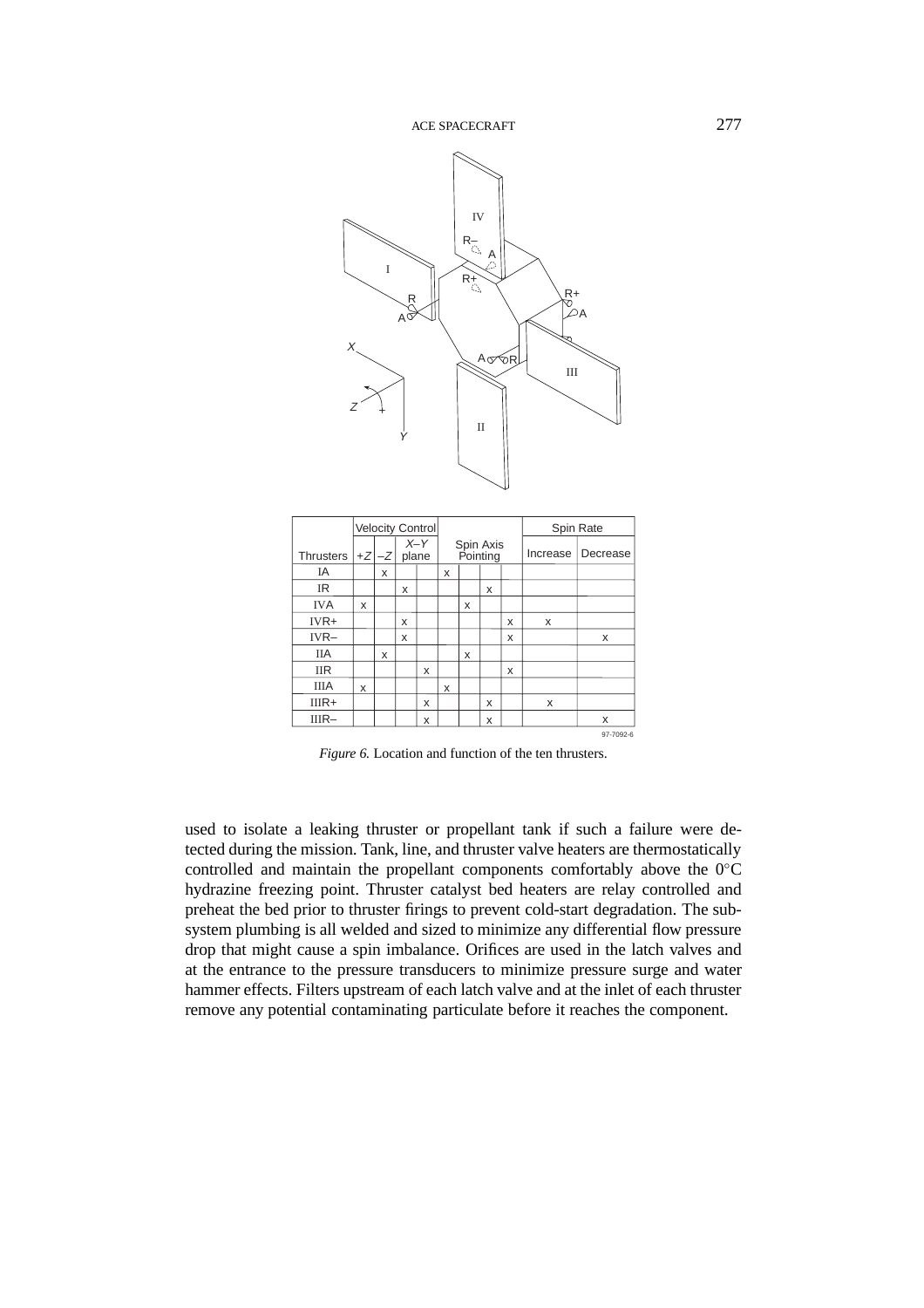| Thrusters | Velocity Control | | | | Spin Axis Pointing | | | | Spin Rate | |
|---|---|---|---|---|---|---|---|---|---|---|
| | +Z | −Z | X–Y plane | | | | | | Increase | Decrease |
| IA | | x | | | x | | | | | |
| IR | | | x | | | | x | | | |
| IVA | x | | | | | x | | | | |
| IVR+ | | | x | | | | | x | x | |
| IVR− | | | x | | | | | x | | x |
| IIA | | x | | | | x | | | | |
| IIR | | | | x | | | | x | | |
| IIIA | x | | | | x | | | | | |
| IIIR+ | | | | x | | | x | | x | |
| IIIR− | | | | x | | | x | | | x |

97-7092-6

*Figure 6.* Location and function of the ten thrusters.

used to isolate a leaking thruster or propellant tank if such a failure were detected during the mission. Tank, line, and thruster valve heaters are thermostatically controlled and maintain the propellant components comfortably above the 0°C hydrazine freezing point. Thruster catalyst bed heaters are relay controlled and preheat the bed prior to thruster firings to prevent cold-start degradation. The subsystem plumbing is all welded and sized to minimize any differential flow pressure drop that might cause a spin imbalance. Orifices are used in the latch valves and at the entrance to the pressure transducers to minimize pressure surge and water hammer effects. Filters upstream of each latch valve and at the inlet of each thruster remove any potential contaminating particulate before it reaches the component.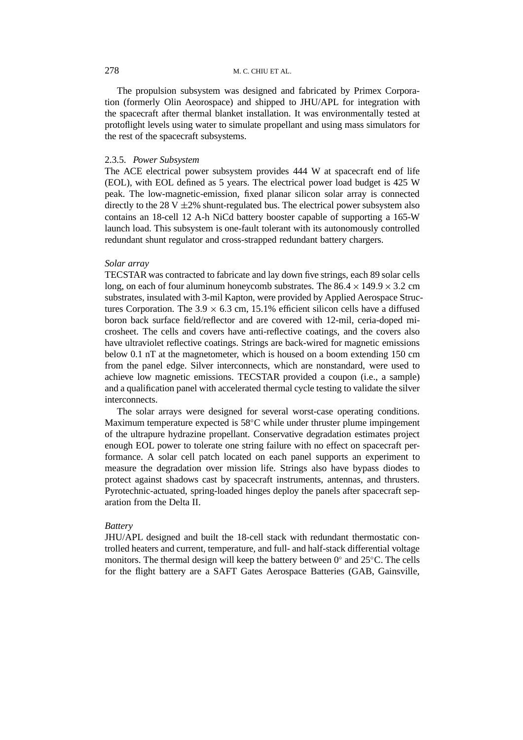The propulsion subsystem was designed and fabricated by Primex Corporation (formerly Olin Aeorospace) and shipped to JHU/APL for integration with the spacecraft after thermal blanket installation. It was environmentally tested at protoflight levels using water to simulate propellant and using mass simulators for the rest of the spacecraft subsystems.

### 2.3.5. *Power Subsystem*

The ACE electrical power subsystem provides 444 W at spacecraft end of life (EOL), with EOL defined as 5 years. The electrical power load budget is 425 W peak. The low-magnetic-emission, fixed planar silicon solar array is connected directly to the 28 V $\pm 2\%$ shunt-regulated bus. The electrical power subsystem also contains an 18-cell 12 A-h NiCd battery booster capable of supporting a 165-W launch load. This subsystem is one-fault tolerant with its autonomously controlled redundant shunt regulator and cross-strapped redundant battery chargers.

*Solar array*

TECSTAR was contracted to fabricate and lay down five strings, each 89 solar cells long, on each of four aluminum honeycomb substrates. The $86.4 \times 149.9 \times 3.2$ cm substrates, insulated with 3-mil Kapton, were provided by Applied Aerospace Structures Corporation. The $3.9 \times 6.3$ cm, 15.1% efficient silicon cells have a diffused boron back surface field/reflector and are covered with 12-mil, ceria-doped microsheet. The cells and covers have anti-reflective coatings, and the covers also have ultraviolet reflective coatings. Strings are back-wired for magnetic emissions below 0.1 nT at the magnetometer, which is housed on a boom extending 150 cm from the panel edge. Silver interconnects, which are nonstandard, were used to achieve low magnetic emissions. TECSTAR provided a coupon (i.e., a sample) and a qualification panel with accelerated thermal cycle testing to validate the silver interconnects.

The solar arrays were designed for several worst-case operating conditions. Maximum temperature expected is 58°C while under thruster plume impingement of the ultrapure hydrazine propellant. Conservative degradation estimates project enough EOL power to tolerate one string failure with no effect on spacecraft performance. A solar cell patch located on each panel supports an experiment to measure the degradation over mission life. Strings also have bypass diodes to protect against shadows cast by spacecraft instruments, antennas, and thrusters. Pyrotechnic-actuated, spring-loaded hinges deploy the panels after spacecraft separation from the Delta II.

*Battery*

JHU/APL designed and built the 18-cell stack with redundant thermostatic controlled heaters and current, temperature, and full- and half-stack differential voltage monitors. The thermal design will keep the battery between 0° and 25°C. The cells for the flight battery are a SAFT Gates Aerospace Batteries (GAB, Gainsville,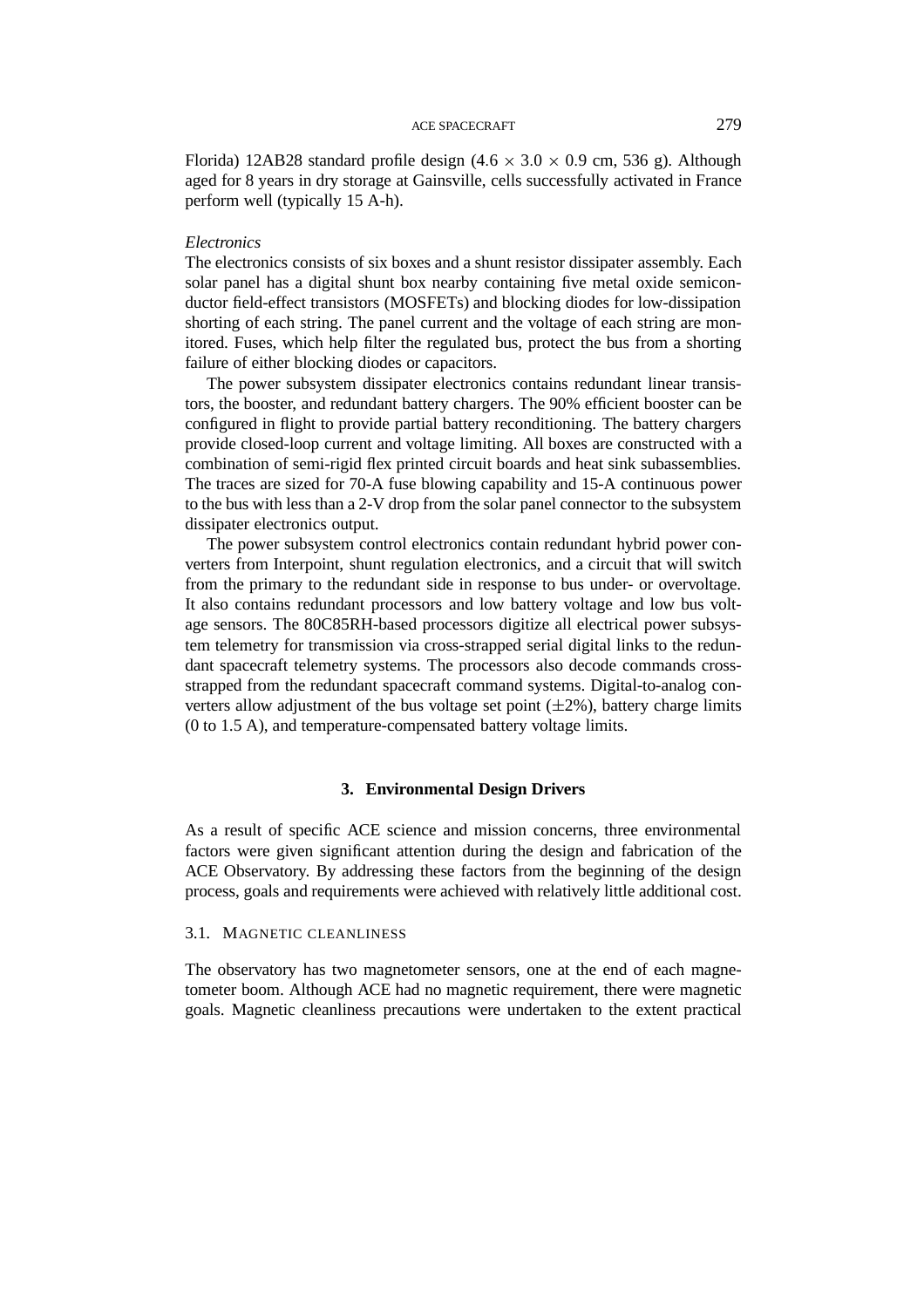Florida) 12AB28 standard profile design (4.6 $\times$ 3.0 $\times$ 0.9 cm, 536 g). Although aged for 8 years in dry storage at Gainsville, cells successfully activated in France perform well (typically 15 A-h).

*Electronics*

The electronics consists of six boxes and a shunt resistor dissipater assembly. Each solar panel has a digital shunt box nearby containing five metal oxide semiconductor field-effect transistors (MOSFETs) and blocking diodes for low-dissipation shorting of each string. The panel current and the voltage of each string are monitored. Fuses, which help filter the regulated bus, protect the bus from a shorting failure of either blocking diodes or capacitors.

The power subsystem dissipater electronics contains redundant linear transistors, the booster, and redundant battery chargers. The 90% efficient booster can be configured in flight to provide partial battery reconditioning. The battery chargers provide closed-loop current and voltage limiting. All boxes are constructed with a combination of semi-rigid flex printed circuit boards and heat sink subassemblies. The traces are sized for 70-A fuse blowing capability and 15-A continuous power to the bus with less than a 2-V drop from the solar panel connector to the subsystem dissipater electronics output.

The power subsystem control electronics contain redundant hybrid power converters from Interpoint, shunt regulation electronics, and a circuit that will switch from the primary to the redundant side in response to bus under- or overvoltage. It also contains redundant processors and low battery voltage and low bus voltage sensors. The 80C85RH-based processors digitize all electrical power subsystem telemetry for transmission via cross-strapped serial digital links to the redundant spacecraft telemetry systems. The processors also decode commands cross-strapped from the redundant spacecraft command systems. Digital-to-analog converters allow adjustment of the bus voltage set point ($\pm$2%), battery charge limits (0 to 1.5 A), and temperature-compensated battery voltage limits.

## 3. Environmental Design Drivers

As a result of specific ACE science and mission concerns, three environmental factors were given significant attention during the design and fabrication of the ACE Observatory. By addressing these factors from the beginning of the design process, goals and requirements were achieved with relatively little additional cost.

### 3.1. Magnetic Cleanliness

The observatory has two magnetometer sensors, one at the end of each magnetometer boom. Although ACE had no magnetic requirement, there were magnetic goals. Magnetic cleanliness precautions were undertaken to the extent practical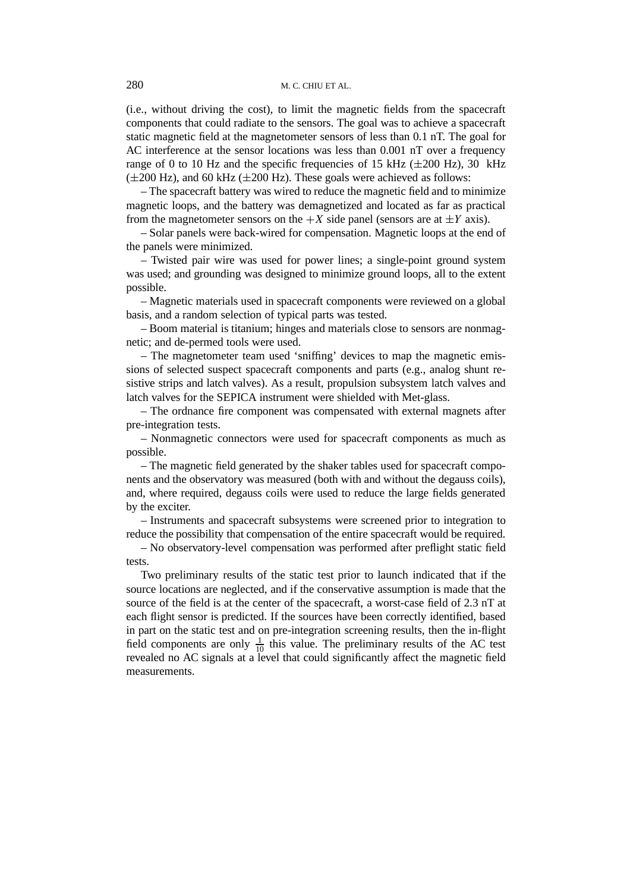(i.e., without driving the cost), to limit the magnetic fields from the spacecraft components that could radiate to the sensors. The goal was to achieve a spacecraft static magnetic field at the magnetometer sensors of less than 0.1 nT. The goal for AC interference at the sensor locations was less than 0.001 nT over a frequency range of 0 to 10 Hz and the specific frequencies of 15 kHz ($\pm$200 Hz), 30 kHz ($\pm$200 Hz), and 60 kHz ($\pm$200 Hz). These goals were achieved as follows:

– The spacecraft battery was wired to reduce the magnetic field and to minimize magnetic loops, and the battery was demagnetized and located as far as practical from the magnetometer sensors on the $+X$ side panel (sensors are at $\pm Y$ axis).

– Solar panels were back-wired for compensation. Magnetic loops at the end of the panels were minimized.

– Twisted pair wire was used for power lines; a single-point ground system was used; and grounding was designed to minimize ground loops, all to the extent possible.

– Magnetic materials used in spacecraft components were reviewed on a global basis, and a random selection of typical parts was tested.

– Boom material is titanium; hinges and materials close to sensors are nonmagnetic; and de-permed tools were used.

– The magnetometer team used 'sniffing' devices to map the magnetic emissions of selected suspect spacecraft components and parts (e.g., analog shunt resistive strips and latch valves). As a result, propulsion subsystem latch valves and latch valves for the SEPICA instrument were shielded with Met-glass.

– The ordnance fire component was compensated with external magnets after pre-integration tests.

– Nonmagnetic connectors were used for spacecraft components as much as possible.

– The magnetic field generated by the shaker tables used for spacecraft components and the observatory was measured (both with and without the degauss coils), and, where required, degauss coils were used to reduce the large fields generated by the exciter.

– Instruments and spacecraft subsystems were screened prior to integration to reduce the possibility that compensation of the entire spacecraft would be required.

– No observatory-level compensation was performed after preflight static field tests.

Two preliminary results of the static test prior to launch indicated that if the source locations are neglected, and if the conservative assumption is made that the source of the field is at the center of the spacecraft, a worst-case field of 2.3 nT at each flight sensor is predicted. If the sources have been correctly identified, based in part on the static test and on pre-integration screening results, then the in-flight field components are only $\frac{1}{10}$ this value. The preliminary results of the AC test revealed no AC signals at a level that could significantly affect the magnetic field measurements.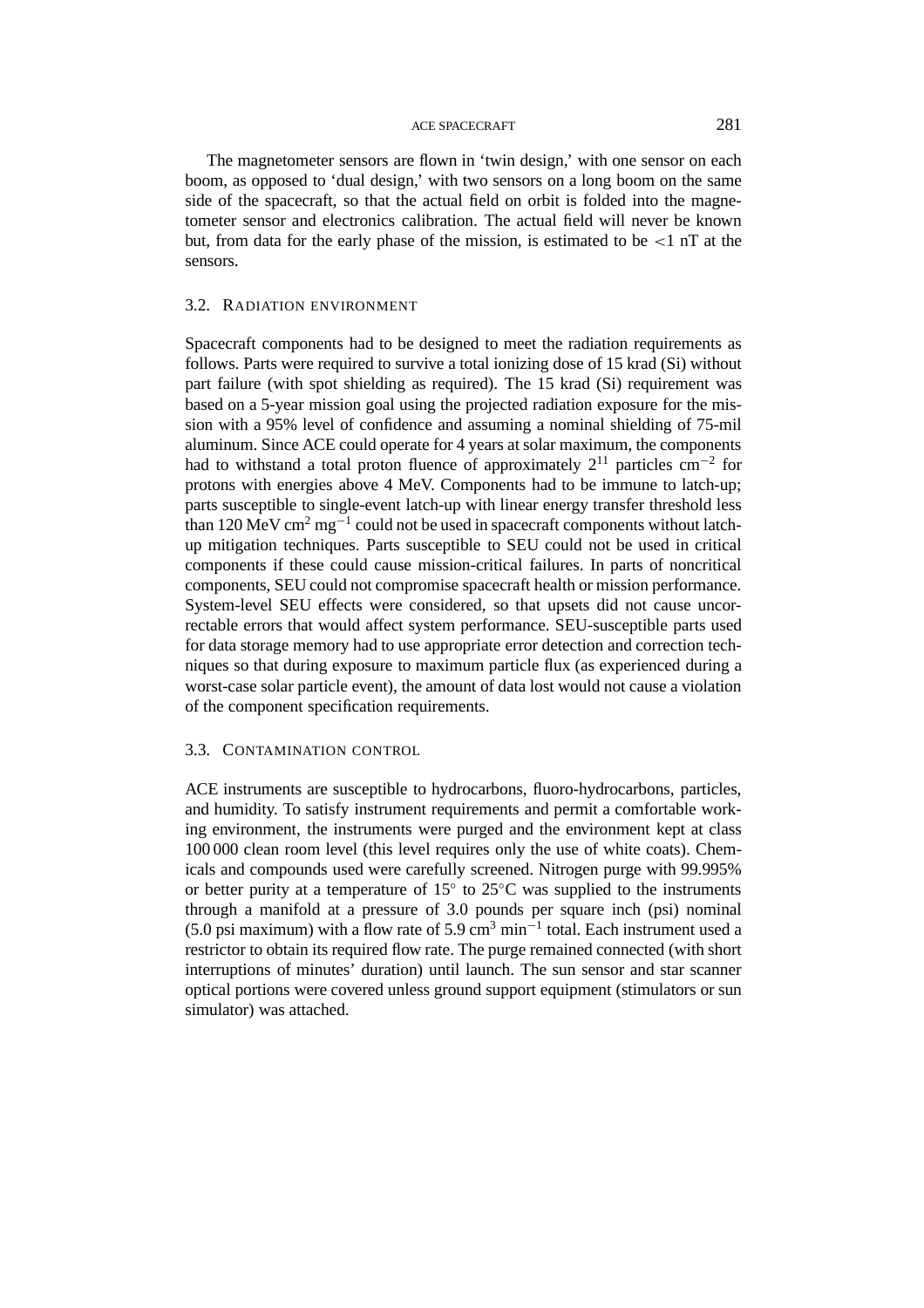The magnetometer sensors are flown in 'twin design,' with one sensor on each boom, as opposed to 'dual design,' with two sensors on a long boom on the same side of the spacecraft, so that the actual field on orbit is folded into the magnetometer sensor and electronics calibration. The actual field will never be known but, from data for the early phase of the mission, is estimated to be $<1$ nT at the sensors.

### 3.2. Radiation Environment

Spacecraft components had to be designed to meet the radiation requirements as follows. Parts were required to survive a total ionizing dose of 15 krad (Si) without part failure (with spot shielding as required). The 15 krad (Si) requirement was based on a 5-year mission goal using the projected radiation exposure for the mission with a 95% level of confidence and assuming a nominal shielding of 75-mil aluminum. Since ACE could operate for 4 years at solar maximum, the components had to withstand a total proton fluence of approximately $2^{11}$ particles $\mathrm{cm}^{-2}$ for protons with energies above 4 MeV. Components had to be immune to latch-up; parts susceptible to single-event latch-up with linear energy transfer threshold less than 120 MeV $\mathrm{cm}^2\,\mathrm{mg}^{-1}$ could not be used in spacecraft components without latch-up mitigation techniques. Parts susceptible to SEU could not be used in critical components if these could cause mission-critical failures. In parts of noncritical components, SEU could not compromise spacecraft health or mission performance. System-level SEU effects were considered, so that upsets did not cause uncorrectable errors that would affect system performance. SEU-susceptible parts used for data storage memory had to use appropriate error detection and correction techniques so that during exposure to maximum particle flux (as experienced during a worst-case solar particle event), the amount of data lost would not cause a violation of the component specification requirements.

### 3.3. Contamination Control

ACE instruments are susceptible to hydrocarbons, fluoro-hydrocarbons, particles, and humidity. To satisfy instrument requirements and permit a comfortable working environment, the instruments were purged and the environment kept at class 100 000 clean room level (this level requires only the use of white coats). Chemicals and compounds used were carefully screened. Nitrogen purge with 99.995% or better purity at a temperature of $15^\circ$ to $25^\circ$C was supplied to the instruments through a manifold at a pressure of 3.0 pounds per square inch (psi) nominal (5.0 psi maximum) with a flow rate of 5.9 $\mathrm{cm}^3\,\mathrm{min}^{-1}$ total. Each instrument used a restrictor to obtain its required flow rate. The purge remained connected (with short interruptions of minutes' duration) until launch. The sun sensor and star scanner optical portions were covered unless ground support equipment (stimulators or sun simulator) was attached.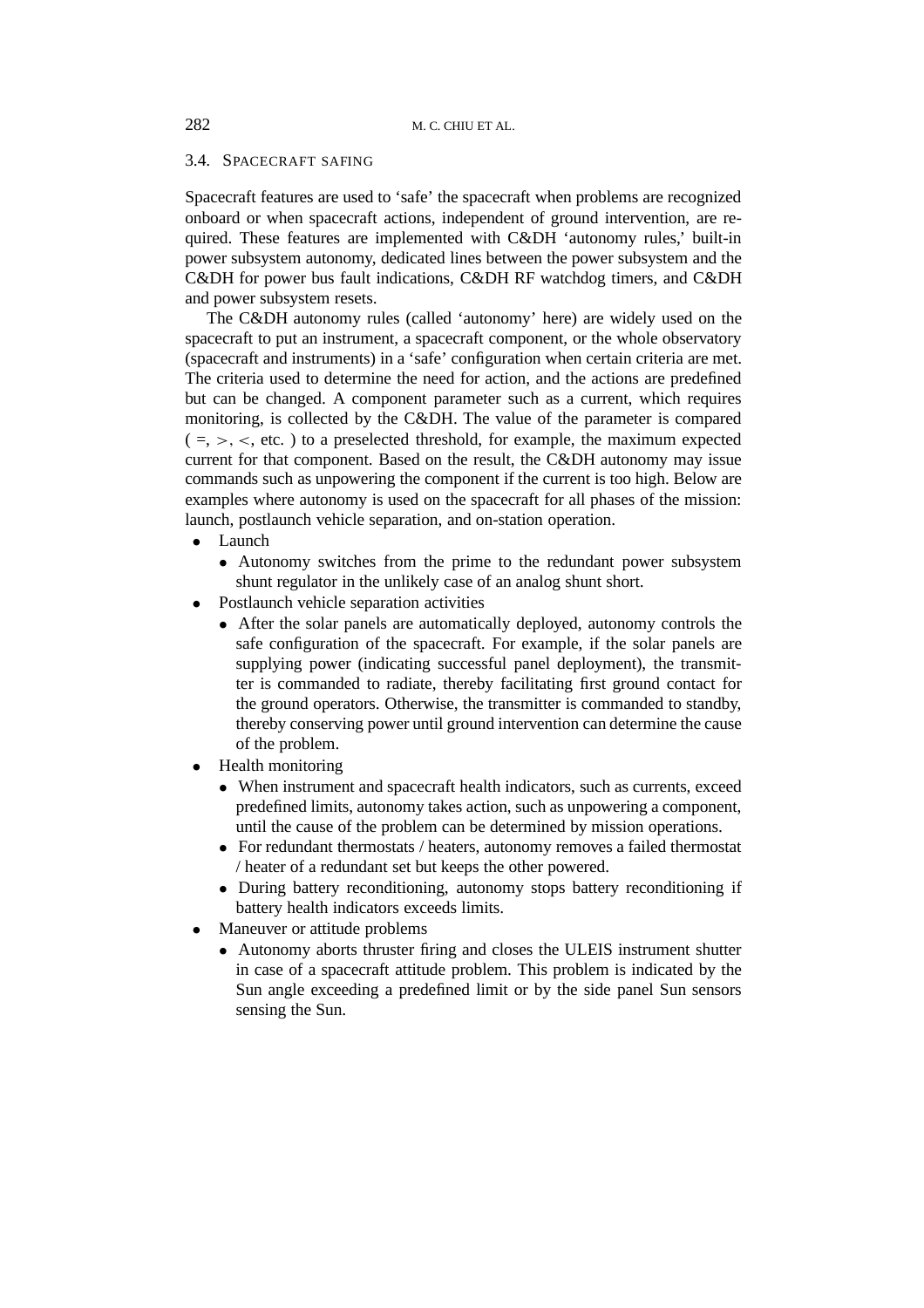### 3.4. Spacecraft Safing

Spacecraft features are used to 'safe' the spacecraft when problems are recognized onboard or when spacecraft actions, independent of ground intervention, are required. These features are implemented with C&DH 'autonomy rules,' built-in power subsystem autonomy, dedicated lines between the power subsystem and the C&DH for power bus fault indications, C&DH RF watchdog timers, and C&DH and power subsystem resets.

The C&DH autonomy rules (called 'autonomy' here) are widely used on the spacecraft to put an instrument, a spacecraft component, or the whole observatory (spacecraft and instruments) in a 'safe' configuration when certain criteria are met. The criteria used to determine the need for action, and the actions are predefined but can be changed. A component parameter such as a current, which requires monitoring, is collected by the C&DH. The value of the parameter is compared ( $=$, $>$, $<$, etc. ) to a preselected threshold, for example, the maximum expected current for that component. Based on the result, the C&DH autonomy may issue commands such as unpowering the component if the current is too high. Below are examples where autonomy is used on the spacecraft for all phases of the mission: launch, postlaunch vehicle separation, and on-station operation.

- Launch
  - Autonomy switches from the prime to the redundant power subsystem shunt regulator in the unlikely case of an analog shunt short.
- Postlaunch vehicle separation activities
  - After the solar panels are automatically deployed, autonomy controls the safe configuration of the spacecraft. For example, if the solar panels are supplying power (indicating successful panel deployment), the transmitter is commanded to radiate, thereby facilitating first ground contact for the ground operators. Otherwise, the transmitter is commanded to standby, thereby conserving power until ground intervention can determine the cause of the problem.
- Health monitoring
  - When instrument and spacecraft health indicators, such as currents, exceed predefined limits, autonomy takes action, such as unpowering a component, until the cause of the problem can be determined by mission operations.
  - For redundant thermostats / heaters, autonomy removes a failed thermostat / heater of a redundant set but keeps the other powered.
  - During battery reconditioning, autonomy stops battery reconditioning if battery health indicators exceeds limits.
- Maneuver or attitude problems
  - Autonomy aborts thruster firing and closes the ULEIS instrument shutter in case of a spacecraft attitude problem. This problem is indicated by the Sun angle exceeding a predefined limit or by the side panel Sun sensors sensing the Sun.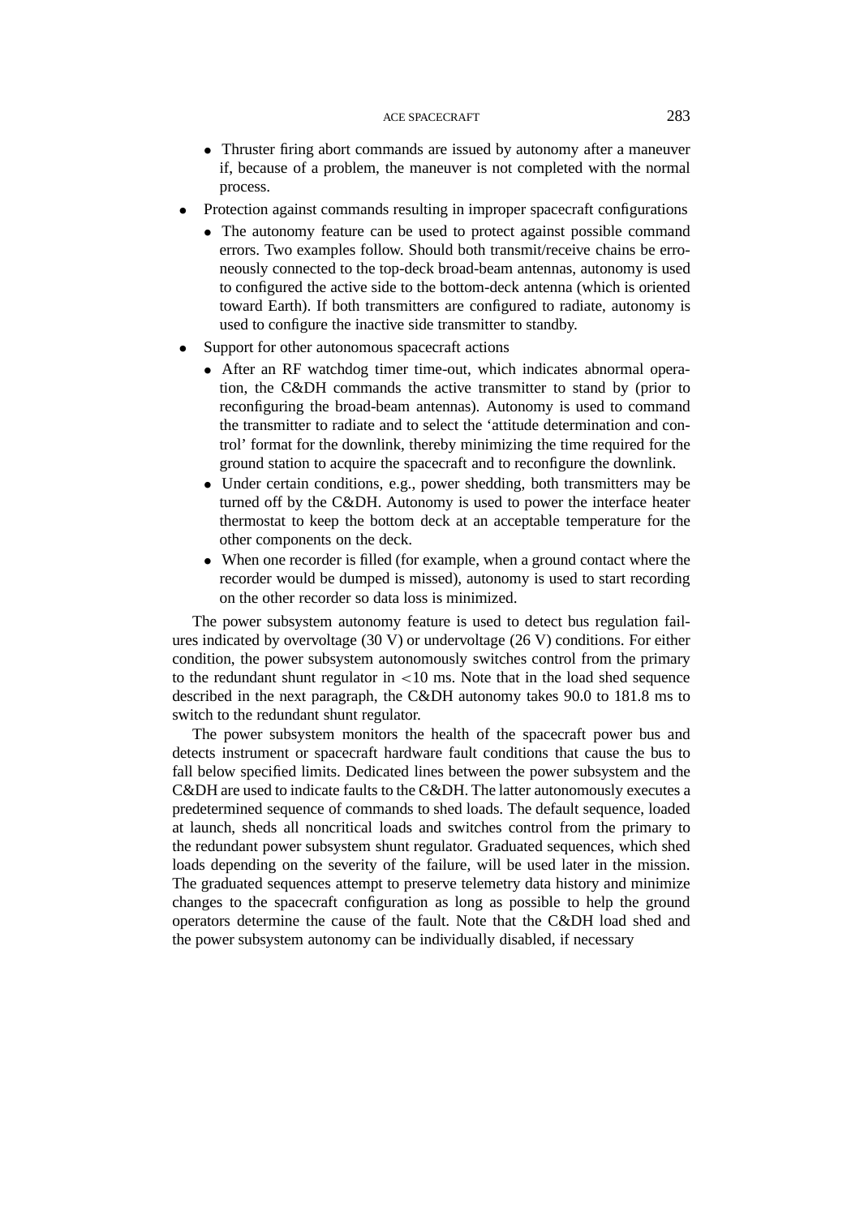- Thruster firing abort commands are issued by autonomy after a maneuver if, because of a problem, the maneuver is not completed with the normal process.

- Protection against commands resulting in improper spacecraft configurations
    - The autonomy feature can be used to protect against possible command errors. Two examples follow. Should both transmit/receive chains be erroneously connected to the top-deck broad-beam antennas, autonomy is used to configured the active side to the bottom-deck antenna (which is oriented toward Earth). If both transmitters are configured to radiate, autonomy is used to configure the inactive side transmitter to standby.
- Support for other autonomous spacecraft actions
    - After an RF watchdog timer time-out, which indicates abnormal operation, the C&DH commands the active transmitter to stand by (prior to reconfiguring the broad-beam antennas). Autonomy is used to command the transmitter to radiate and to select the 'attitude determination and control' format for the downlink, thereby minimizing the time required for the ground station to acquire the spacecraft and to reconfigure the downlink.
    - Under certain conditions, e.g., power shedding, both transmitters may be turned off by the C&DH. Autonomy is used to power the interface heater thermostat to keep the bottom deck at an acceptable temperature for the other components on the deck.
    - When one recorder is filled (for example, when a ground contact where the recorder would be dumped is missed), autonomy is used to start recording on the other recorder so data loss is minimized.

The power subsystem autonomy feature is used to detect bus regulation failures indicated by overvoltage (30 V) or undervoltage (26 V) conditions. For either condition, the power subsystem autonomously switches control from the primary to the redundant shunt regulator in $<10$ ms. Note that in the load shed sequence described in the next paragraph, the C&DH autonomy takes 90.0 to 181.8 ms to switch to the redundant shunt regulator.

The power subsystem monitors the health of the spacecraft power bus and detects instrument or spacecraft hardware fault conditions that cause the bus to fall below specified limits. Dedicated lines between the power subsystem and the C&DH are used to indicate faults to the C&DH. The latter autonomously executes a predetermined sequence of commands to shed loads. The default sequence, loaded at launch, sheds all noncritical loads and switches control from the primary to the redundant power subsystem shunt regulator. Graduated sequences, which shed loads depending on the severity of the failure, will be used later in the mission. The graduated sequences attempt to preserve telemetry data history and minimize changes to the spacecraft configuration as long as possible to help the ground operators determine the cause of the fault. Note that the C&DH load shed and the power subsystem autonomy can be individually disabled, if necessary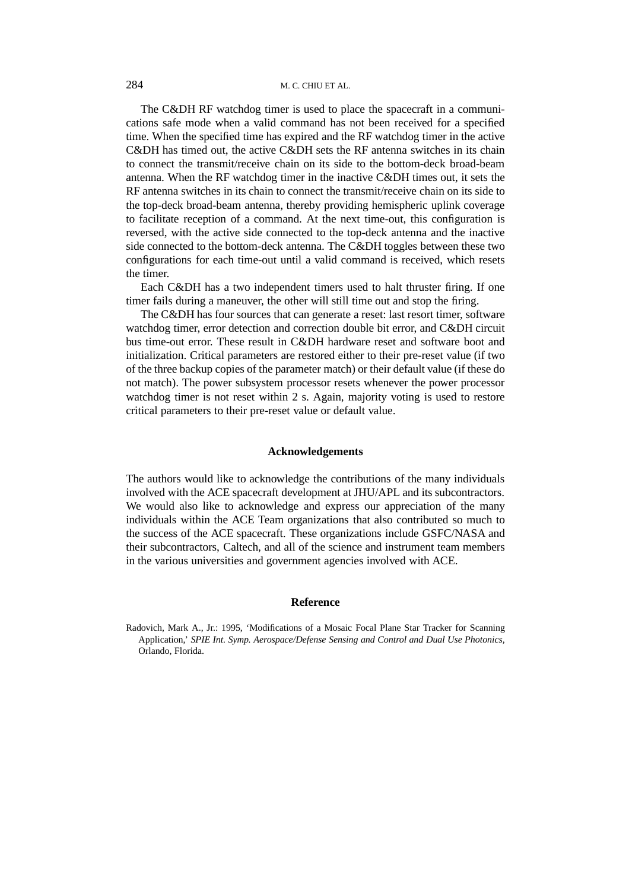The C&DH RF watchdog timer is used to place the spacecraft in a communications safe mode when a valid command has not been received for a specified time. When the specified time has expired and the RF watchdog timer in the active C&DH has timed out, the active C&DH sets the RF antenna switches in its chain to connect the transmit/receive chain on its side to the bottom-deck broad-beam antenna. When the RF watchdog timer in the inactive C&DH times out, it sets the RF antenna switches in its chain to connect the transmit/receive chain on its side to the top-deck broad-beam antenna, thereby providing hemispheric uplink coverage to facilitate reception of a command. At the next time-out, this configuration is reversed, with the active side connected to the top-deck antenna and the inactive side connected to the bottom-deck antenna. The C&DH toggles between these two configurations for each time-out until a valid command is received, which resets the timer.

Each C&DH has a two independent timers used to halt thruster firing. If one timer fails during a maneuver, the other will still time out and stop the firing.

The C&DH has four sources that can generate a reset: last resort timer, software watchdog timer, error detection and correction double bit error, and C&DH circuit bus time-out error. These result in C&DH hardware reset and software boot and initialization. Critical parameters are restored either to their pre-reset value (if two of the three backup copies of the parameter match) or their default value (if these do not match). The power subsystem processor resets whenever the power processor watchdog timer is not reset within 2 s. Again, majority voting is used to restore critical parameters to their pre-reset value or default value.

## Acknowledgements

The authors would like to acknowledge the contributions of the many individuals involved with the ACE spacecraft development at JHU/APL and its subcontractors. We would also like to acknowledge and express our appreciation of the many individuals within the ACE Team organizations that also contributed so much to the success of the ACE spacecraft. These organizations include GSFC/NASA and their subcontractors, Caltech, and all of the science and instrument team members in the various universities and government agencies involved with ACE.

## Reference

Radovich, Mark A., Jr.: 1995, 'Modifications of a Mosaic Focal Plane Star Tracker for Scanning Application,' *SPIE Int. Symp. Aerospace/Defense Sensing and Control and Dual Use Photonics,* Orlando, Florida.